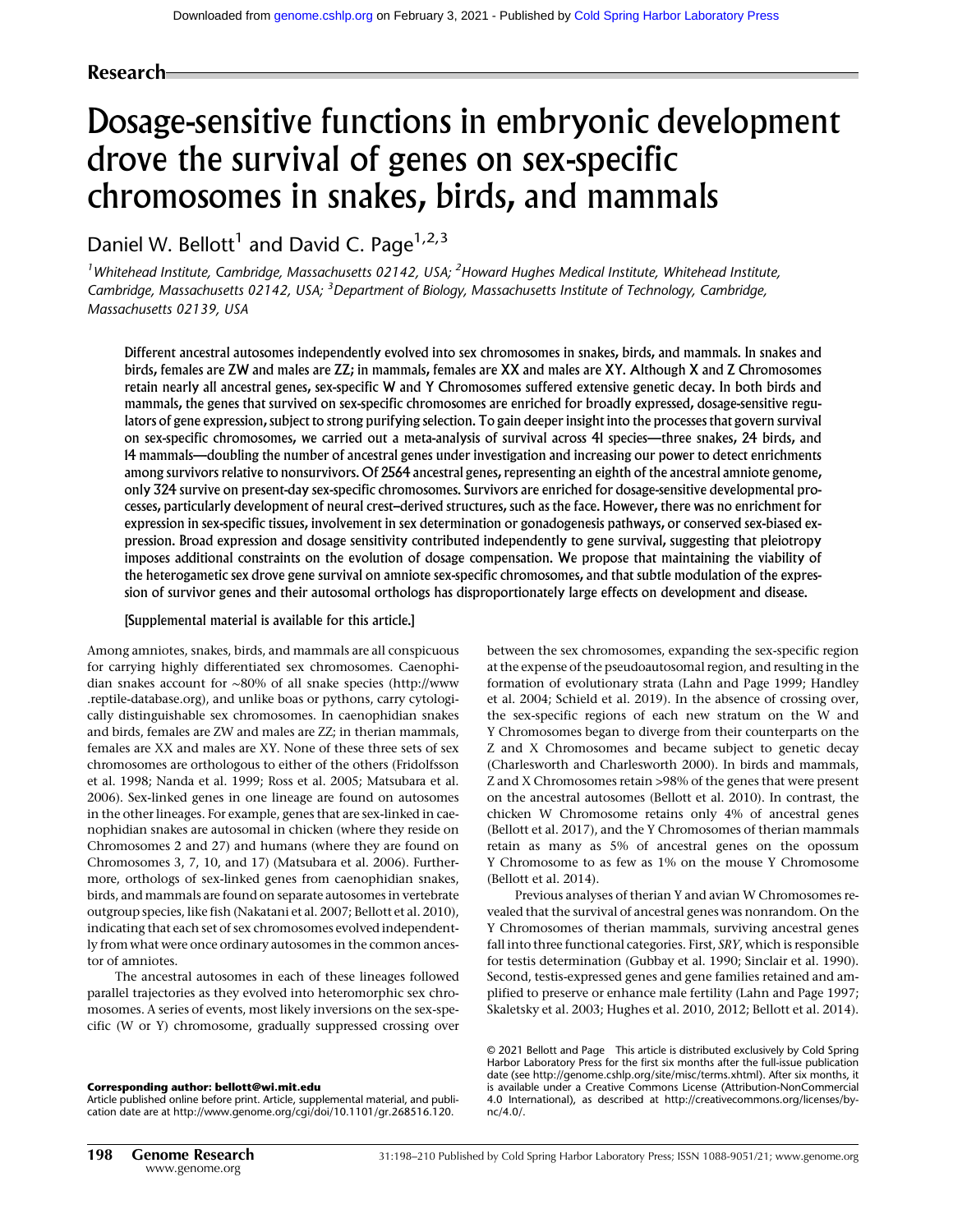Research

# Dosage-sensitive functions in embryonic development drove the survival of genes on sex-specific chromosomes in snakes, birds, and mammals

Daniel W. Bellott[1] and David C. Page[1,2,3]

[1]Whitehead Institute, Cambridge, Massachusetts 02142, USA; [2]Howard Hughes Medical Institute, Whitehead Institute, Cambridge, Massachusetts 02142, USA; [3]Department of Biology, Massachusetts Institute of Technology, Cambridge, Massachusetts 02139, USA

**Different ancestral autosomes independently evolved into sex chromosomes in snakes, birds, and mammals. In snakes and birds, females are ZW and males are ZZ; in mammals, females are XX and males are XY. Although X and Z Chromosomes retain nearly all ancestral genes, sex-specific W and Y Chromosomes suffered extensive genetic decay. In both birds and mammals, the genes that survived on sex-specific chromosomes are enriched for broadly expressed, dosage-sensitive regulators of gene expression, subject to strong purifying selection. To gain deeper insight into the processes that govern survival on sex-specific chromosomes, we carried out a meta-analysis of survival across 41 species—three snakes, 24 birds, and 14 mammals—doubling the number of ancestral genes under investigation and increasing our power to detect enrichments among survivors relative to nonsurvivors. Of 2564 ancestral genes, representing an eighth of the ancestral amniote genome, only 324 survive on present-day sex-specific chromosomes. Survivors are enriched for dosage-sensitive developmental processes, particularly development of neural crest–derived structures, such as the face. However, there was no enrichment for expression in sex-specific tissues, involvement in sex determination or gonadogenesis pathways, or conserved sex-biased expression. Broad expression and dosage sensitivity contributed independently to gene survival, suggesting that pleiotropy imposes additional constraints on the evolution of dosage compensation. We propose that maintaining the viability of the heterogametic sex drove gene survival on amniote sex-specific chromosomes, and that subtle modulation of the expression of survivor genes and their autosomal orthologs has disproportionately large effects on development and disease.**

**[Supplemental material is available for this article.]**

Among amniotes, snakes, birds, and mammals are all conspicuous for carrying highly differentiated sex chromosomes. Caenophidian snakes account for ∼80% of all snake species (http://www.reptile-database.org), and unlike boas or pythons, carry cytologically distinguishable sex chromosomes. In caenophidian snakes and birds, females are ZW and males are ZZ; in therian mammals, females are XX and males are XY. None of these three sets of sex chromosomes are orthologous to either of the others (Fridolfsson et al. 1998; Nanda et al. 1999; Ross et al. 2005; Matsubara et al. 2006). Sex-linked genes in one lineage are found on autosomes in the other lineages. For example, genes that are sex-linked in caenophidian snakes are autosomal in chicken (where they reside on Chromosomes 2 and 27) and humans (where they are found on Chromosomes 3, 7, 10, and 17) (Matsubara et al. 2006). Furthermore, orthologs of sex-linked genes from caenophidian snakes, birds, and mammals are found on separate autosomes in vertebrate outgroup species, like fish (Nakatani et al. 2007; Bellott et al. 2010), indicating that each set of sex chromosomes evolved independently from what were once ordinary autosomes in the common ancestor of amniotes.

The ancestral autosomes in each of these lineages followed parallel trajectories as they evolved into heteromorphic sex chromosomes. A series of events, most likely inversions on the sex-specific (W or Y) chromosome, gradually suppressed crossing over between the sex chromosomes, expanding the sex-specific region at the expense of the pseudoautosomal region, and resulting in the formation of evolutionary strata (Lahn and Page 1999; Handley et al. 2004; Schield et al. 2019). In the absence of crossing over, the sex-specific regions of each new stratum on the W and Y Chromosomes began to diverge from their counterparts on the Z and X Chromosomes and became subject to genetic decay (Charlesworth and Charlesworth 2000). In birds and mammals, Z and X Chromosomes retain >98% of the genes that were present on the ancestral autosomes (Bellott et al. 2010). In contrast, the chicken W Chromosome retains only 4% of ancestral genes (Bellott et al. 2017), and the Y Chromosomes of therian mammals retain as many as 5% of ancestral genes on the opossum Y Chromosome to as few as 1% on the mouse Y Chromosome (Bellott et al. 2014).

Previous analyses of therian Y and avian W Chromosomes revealed that the survival of ancestral genes was nonrandom. On the Y Chromosomes of therian mammals, surviving ancestral genes fall into three functional categories. First, *SRY*, which is responsible for testis determination (Gubbay et al. 1990; Sinclair et al. 1990). Second, testis-expressed genes and gene families retained and amplified to preserve or enhance male fertility (Lahn and Page 1997; Skaletsky et al. 2003; Hughes et al. 2010, 2012; Bellott et al. 2014).

**Corresponding author: bellott@wi.mit.edu**
Article published online before print. Article, supplemental material, and publication date are at http://www.genome.org/cgi/doi/10.1101/gr.268516.120.

© 2021 Bellott and Page This article is distributed exclusively by Cold Spring Harbor Laboratory Press for the first six months after the full-issue publication date (see http://genome.cshlp.org/site/misc/terms.xhtml). After six months, it is available under a Creative Commons License (Attribution-NonCommercial 4.0 International), as described at http://creativecommons.org/licenses/by-nc/4.0/.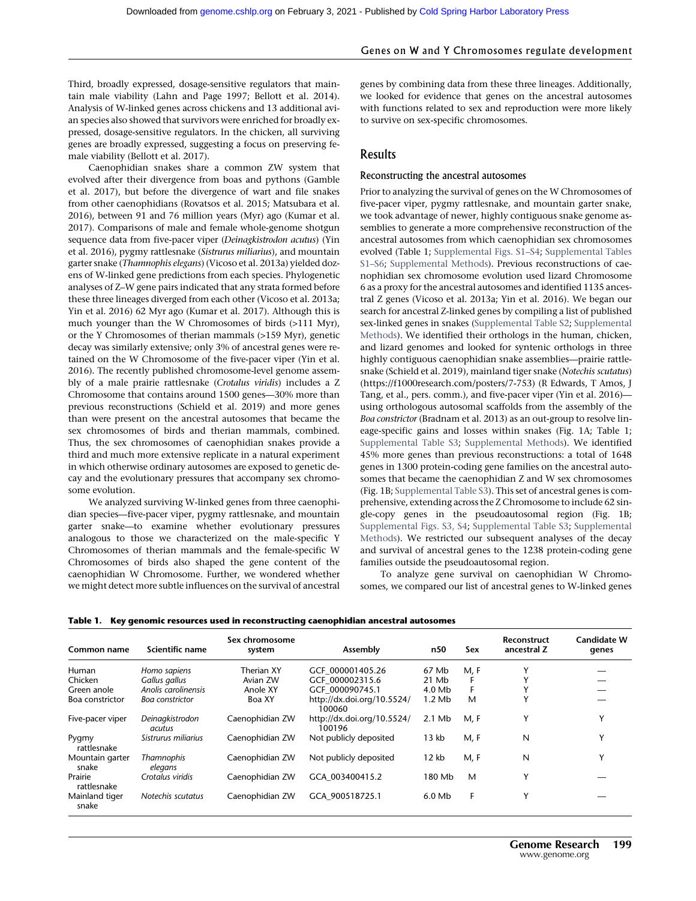Third, broadly expressed, dosage-sensitive regulators that maintain male viability (Lahn and Page 1997; Bellott et al. 2014). Analysis of W-linked genes across chickens and 13 additional avian species also showed that survivors were enriched for broadly expressed, dosage-sensitive regulators. In the chicken, all surviving genes are broadly expressed, suggesting a focus on preserving female viability (Bellott et al. 2017).

Caenophidian snakes share a common ZW system that evolved after their divergence from boas and pythons (Gamble et al. 2017), but before the divergence of wart and file snakes from other caenophidians (Rovatsos et al. 2015; Matsubara et al. 2016), between 91 and 76 million years (Myr) ago (Kumar et al. 2017). Comparisons of male and female whole-genome shotgun sequence data from five-pacer viper (*Deinagkistrodon acutus*) (Yin et al. 2016), pygmy rattlesnake (*Sistrurus miliarius*), and mountain garter snake (*Thamnophis elegans*) (Vicoso et al. 2013a) yielded dozens of W-linked gene predictions from each species. Phylogenetic analyses of Z–W gene pairs indicated that any strata formed before these three lineages diverged from each other (Vicoso et al. 2013a; Yin et al. 2016) 62 Myr ago (Kumar et al. 2017). Although this is much younger than the W Chromosomes of birds (>111 Myr), or the Y Chromosomes of therian mammals (>159 Myr), genetic decay was similarly extensive; only 3% of ancestral genes were retained on the W Chromosome of the five-pacer viper (Yin et al. 2016). The recently published chromosome-level genome assembly of a male prairie rattlesnake (*Crotalus viridis*) includes a Z Chromosome that contains around 1500 genes—30% more than previous reconstructions (Schield et al. 2019) and more genes than were present on the ancestral autosomes that became the sex chromosomes of birds and therian mammals, combined. Thus, the sex chromosomes of caenophidian snakes provide a third and much more extensive replicate in a natural experiment in which otherwise ordinary autosomes are exposed to genetic decay and the evolutionary pressures that accompany sex chromosome evolution.

We analyzed surviving W-linked genes from three caenophidian species—five-pacer viper, pygmy rattlesnake, and mountain garter snake—to examine whether evolutionary pressures analogous to those we characterized on the male-specific Y Chromosomes of therian mammals and the female-specific W Chromosomes of birds also shaped the gene content of the caenophidian W Chromosome. Further, we wondered whether we might detect more subtle influences on the survival of ancestral genes by combining data from these three lineages. Additionally, we looked for evidence that genes on the ancestral autosomes with functions related to sex and reproduction were more likely to survive on sex-specific chromosomes.

## Results

### Reconstructing the ancestral autosomes

Prior to analyzing the survival of genes on the W Chromosomes of five-pacer viper, pygmy rattlesnake, and mountain garter snake, we took advantage of newer, highly contiguous snake genome assemblies to generate a more comprehensive reconstruction of the ancestral autosomes from which caenophidian sex chromosomes evolved (Table 1; Supplemental Figs. S1–S4; Supplemental Tables S1–S6; Supplemental Methods). Previous reconstructions of caenophidian sex chromosome evolution used lizard Chromosome 6 as a proxy for the ancestral autosomes and identified 1135 ancestral Z genes (Vicoso et al. 2013a; Yin et al. 2016). We began our search for ancestral Z-linked genes by compiling a list of published sex-linked genes in snakes (Supplemental Table S2; Supplemental Methods). We identified their orthologs in the human, chicken, and lizard genomes and looked for syntenic orthologs in three highly contiguous caenophidian snake assemblies—prairie rattlesnake (Schield et al. 2019), mainland tiger snake (*Notechis scutatus*) (https://f1000research.com/posters/7-753) (R Edwards, T Amos, J Tang, et al., pers. comm.), and five-pacer viper (Yin et al. 2016)—using orthologous autosomal scaffolds from the assembly of the *Boa constrictor* (Bradnam et al. 2013) as an out-group to resolve lineage-specific gains and losses within snakes (Fig. 1A; Table 1; Supplemental Table S3; Supplemental Methods). We identified 45% more genes than previous reconstructions: a total of 1648 genes in 1300 protein-coding gene families on the ancestral autosomes that became the caenophidian Z and W sex chromosomes (Fig. 1B; Supplemental Table S3). This set of ancestral genes is comprehensive, extending across the Z Chromosome to include 62 single-copy genes in the pseudoautosomal region (Fig. 1B; Supplemental Figs. S3, S4; Supplemental Table S3; Supplemental Methods). We restricted our subsequent analyses of the decay and survival of ancestral genes to the 1238 protein-coding gene families outside the pseudoautosomal region.

To analyze gene survival on caenophidian W Chromosomes, we compared our list of ancestral genes to W-linked genes

**Table 1.** Key genomic resources used in reconstructing caenophidian ancestral autosomes

| Common name | Scientific name | Sex chromosome system | Assembly | n50 | Sex | Reconstruct ancestral Z | Candidate W genes |
|---|---|---|---|---|---|---|---|
| Human | *Homo sapiens* | Therian XY | GCF_000001405.26 | 67 Mb | M, F | Y | — |
| Chicken | *Gallus gallus* | Avian ZW | GCF_000002315.6 | 21 Mb | F | Y | — |
| Green anole | *Anolis carolinensis* | Anole XY | GCF_000090745.1 | 4.0 Mb | F | Y | — |
| Boa constrictor | *Boa constrictor* | Boa XY | http://dx.doi.org/10.5524/100060 | 1.2 Mb | M | Y | — |
| Five-pacer viper | *Deinagkistrodon acutus* | Caenophidian ZW | http://dx.doi.org/10.5524/100196 | 2.1 Mb | M, F | Y | Y |
| Pygmy rattlesnake | *Sistrurus miliarius* | Caenophidian ZW | Not publicly deposited | 13 kb | M, F | N | Y |
| Mountain garter snake | *Thamnophis elegans* | Caenophidian ZW | Not publicly deposited | 12 kb | M, F | N | Y |
| Prairie rattlesnake | *Crotalus viridis* | Caenophidian ZW | GCA_003400415.2 | 180 Mb | M | Y | — |
| Mainland tiger snake | *Notechis scutatus* | Caenophidian ZW | GCA_900518725.1 | 6.0 Mb | F | Y | — |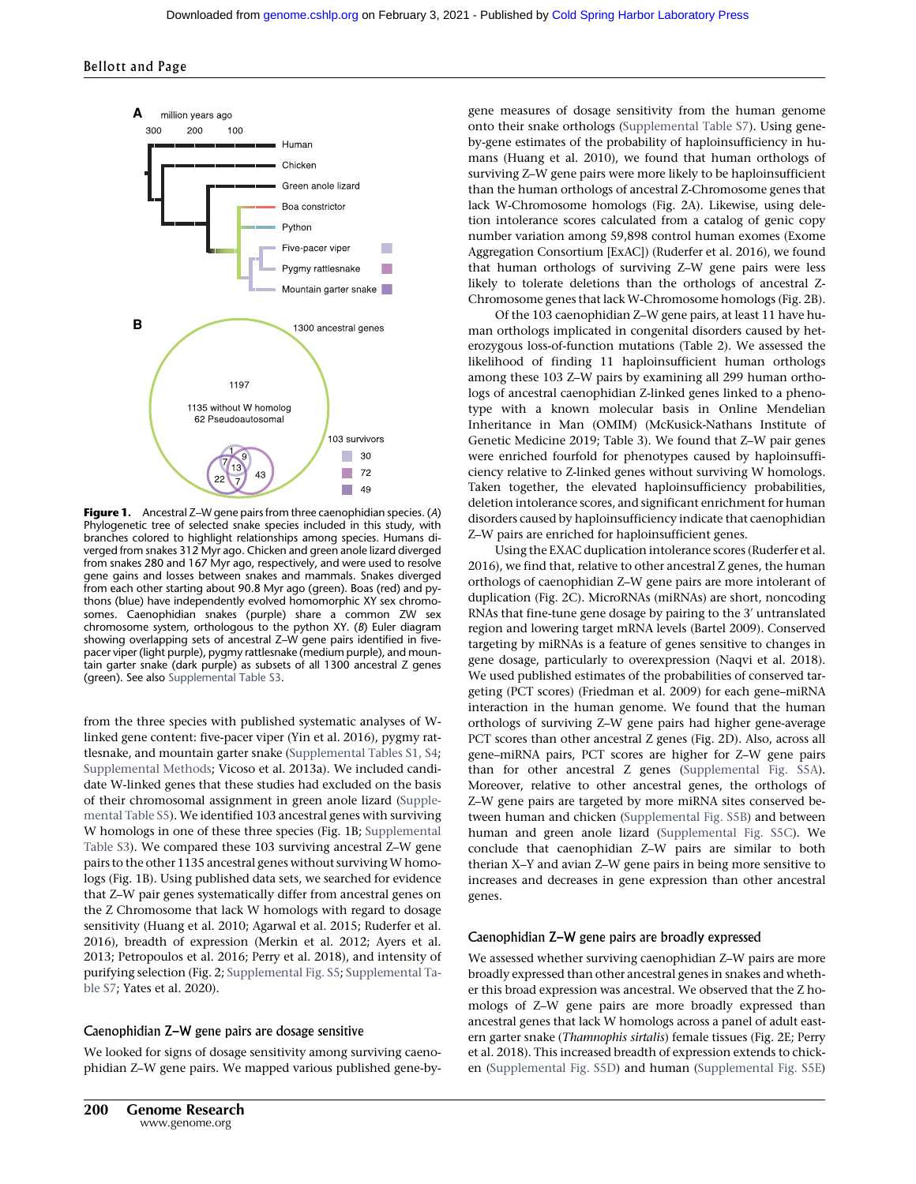**Figure 1.** Ancestral Z–W gene pairs from three caenophidian species. (*A*) Phylogenetic tree of selected snake species included in this study, with branches colored to highlight relationships among species. Humans diverged from snakes 312 Myr ago. Chicken and green anole lizard diverged from snakes 280 and 167 Myr ago, respectively, and were used to resolve gene gains and losses between snakes and mammals. Snakes diverged from each other starting about 90.8 Myr ago (green). Boas (red) and pythons (blue) have independently evolved homomorphic XY sex chromosomes. Caenophidian snakes (purple) share a common ZW sex chromosome system, orthologous to the python XY. (*B*) Euler diagram showing overlapping sets of ancestral Z–W gene pairs identified in five-pacer viper (light purple), pygmy rattlesnake (medium purple), and mountain garter snake (dark purple) as subsets of all 1300 ancestral Z genes (green). See also Supplemental Table S3.

from the three species with published systematic analyses of W-linked gene content: five-pacer viper (Yin et al. 2016), pygmy rattlesnake, and mountain garter snake (Supplemental Tables S1, S4; Supplemental Methods; Vicoso et al. 2013a). We included candidate W-linked genes that these studies had excluded on the basis of their chromosomal assignment in green anole lizard (Supplemental Table S5). We identified 103 ancestral genes with surviving W homologs in one of these three species (Fig. 1B; Supplemental Table S3). We compared these 103 surviving ancestral Z–W gene pairs to the other 1135 ancestral genes without surviving W homologs (Fig. 1B). Using published data sets, we searched for evidence that Z–W pair genes systematically differ from ancestral genes on the Z Chromosome that lack W homologs with regard to dosage sensitivity (Huang et al. 2010; Agarwal et al. 2015; Ruderfer et al. 2016), breadth of expression (Merkin et al. 2012; Ayers et al. 2013; Petropoulos et al. 2016; Perry et al. 2018), and intensity of purifying selection (Fig. 2; Supplemental Fig. S5; Supplemental Table S7; Yates et al. 2020).

### Caenophidian Z–W gene pairs are dosage sensitive

We looked for signs of dosage sensitivity among surviving caenophidian Z–W gene pairs. We mapped various published gene-by-gene measures of dosage sensitivity from the human genome onto their snake orthologs (Supplemental Table S7). Using gene-by-gene estimates of the probability of haploinsufficiency in humans (Huang et al. 2010), we found that human orthologs of surviving Z–W gene pairs were more likely to be haploinsufficient than the human orthologs of ancestral Z-Chromosome genes that lack W-Chromosome homologs (Fig. 2A). Likewise, using deletion intolerance scores calculated from a catalog of genic copy number variation among 59,898 control human exomes (Exome Aggregation Consortium [ExAC]) (Ruderfer et al. 2016), we found that human orthologs of surviving Z–W gene pairs were less likely to tolerate deletions than the orthologs of ancestral Z-Chromosome genes that lack W-Chromosome homologs (Fig. 2B).

Of the 103 caenophidian Z–W gene pairs, at least 11 have human orthologs implicated in congenital disorders caused by heterozygous loss-of-function mutations (Table 2). We assessed the likelihood of finding 11 haploinsufficient human orthologs among these 103 Z–W pairs by examining all 299 human orthologs of ancestral caenophidian Z-linked genes linked to a phenotype with a known molecular basis in Online Mendelian Inheritance in Man (OMIM) (McKusick-Nathans Institute of Genetic Medicine 2019; Table 3). We found that Z–W pair genes were enriched fourfold for phenotypes caused by haploinsufficiency relative to Z-linked genes without surviving W homologs. Taken together, the elevated haploinsufficiency probabilities, deletion intolerance scores, and significant enrichment for human disorders caused by haploinsufficiency indicate that caenophidian Z–W pairs are enriched for haploinsufficient genes.

Using the EXAC duplication intolerance scores (Ruderfer et al. 2016), we find that, relative to other ancestral Z genes, the human orthologs of caenophidian Z–W gene pairs are more intolerant of duplication (Fig. 2C). MicroRNAs (miRNAs) are short, noncoding RNAs that fine-tune gene dosage by pairing to the 3′ untranslated region and lowering target mRNA levels (Bartel 2009). Conserved targeting by miRNAs is a feature of genes sensitive to changes in gene dosage, particularly to overexpression (Naqvi et al. 2018). We used published estimates of the probabilities of conserved targeting (PCT scores) (Friedman et al. 2009) for each gene–miRNA interaction in the human genome. We found that the human orthologs of surviving Z–W gene pairs had higher gene-average PCT scores than other ancestral Z genes (Fig. 2D). Also, across all gene–miRNA pairs, PCT scores are higher for Z–W gene pairs than for other ancestral Z genes (Supplemental Fig. S5A). Moreover, relative to other ancestral genes, the orthologs of Z–W gene pairs are targeted by more miRNA sites conserved between human and chicken (Supplemental Fig. S5B) and between human and green anole lizard (Supplemental Fig. S5C). We conclude that caenophidian Z–W pairs are similar to both therian X–Y and avian Z–W gene pairs in being more sensitive to increases and decreases in gene expression than other ancestral genes.

### Caenophidian Z–W gene pairs are broadly expressed

We assessed whether surviving caenophidian Z–W pairs are more broadly expressed than other ancestral genes in snakes and whether this broad expression was ancestral. We observed that the Z homologs of Z–W gene pairs are more broadly expressed than ancestral genes that lack W homologs across a panel of adult eastern garter snake (*Thamnophis sirtalis*) female tissues (Fig. 2E; Perry et al. 2018). This increased breadth of expression extends to chicken (Supplemental Fig. S5D) and human (Supplemental Fig. S5E)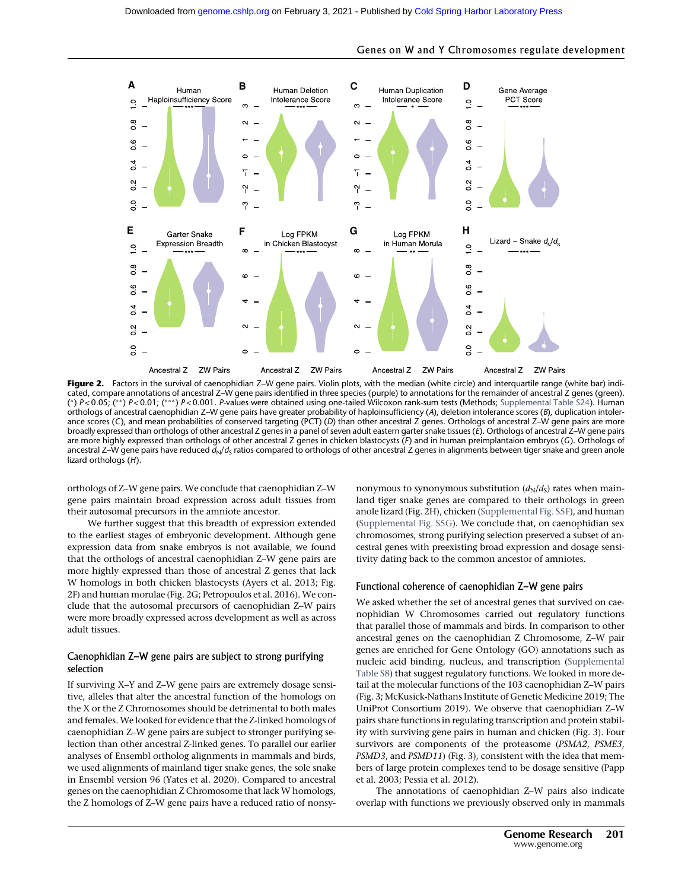**Figure 2.** Factors in the survival of caenophidian Z–W gene pairs. Violin plots, with the median (white circle) and interquartile range (white bar) indicated, compare annotations of ancestral Z–W gene pairs identified in three species (purple) to annotations for the remainder of ancestral Z genes (green). (*) $P<0.05$; (**) $P<0.01$; (***) $P<0.001$. *P*-values were obtained using one-tailed Wilcoxon rank-sum tests (Methods; Supplemental Table S24). Human orthologs of ancestral caenophidian Z–W gene pairs have greater probability of haploinsufficiency (*A*), deletion intolerance scores (*B*), duplication intolerance scores (*C*), and mean probabilities of conserved targeting (PCT) (*D*) than other ancestral Z genes. Orthologs of ancestral Z–W gene pairs are more broadly expressed than orthologs of other ancestral Z genes in a panel of seven adult eastern garter snake tissues (*E*). Orthologs of ancestral Z–W gene pairs are more highly expressed than orthologs of other ancestral Z genes in chicken blastocysts (*F*) and in human preimplantaion embryos (*G*). Orthologs of ancestral Z–W gene pairs have reduced $d_N/d_S$ ratios compared to orthologs of other ancestral Z genes in alignments between tiger snake and green anole lizard orthologs (*H*).

orthologs of Z–W gene pairs. We conclude that caenophidian Z–W gene pairs maintain broad expression across adult tissues from their autosomal precursors in the amniote ancestor.

We further suggest that this breadth of expression extended to the earliest stages of embryonic development. Although gene expression data from snake embryos is not available, we found that the orthologs of ancestral caenophidian Z–W gene pairs are more highly expressed than those of ancestral Z genes that lack W homologs in both chicken blastocysts (Ayers et al. 2013; Fig. 2F) and human morulae (Fig. 2G; Petropoulos et al. 2016). We conclude that the autosomal precursors of caenophidian Z–W pairs were more broadly expressed across development as well as across adult tissues.

### Caenophidian Z–W gene pairs are subject to strong purifying selection

If surviving X–Y and Z–W gene pairs are extremely dosage sensitive, alleles that alter the ancestral function of the homologs on the X or the Z Chromosomes should be detrimental to both males and females. We looked for evidence that the Z-linked homologs of caenophidian Z–W gene pairs are subject to stronger purifying selection than other ancestral Z-linked genes. To parallel our earlier analyses of Ensembl ortholog alignments in mammals and birds, we used alignments of mainland tiger snake genes, the sole snake in Ensembl version 96 (Yates et al. 2020). Compared to ancestral genes on the caenophidian Z Chromosome that lack W homologs, the Z homologs of Z–W gene pairs have a reduced ratio of nonsynonymous to synonymous substitution ($d_N/d_S$) rates when mainland tiger snake genes are compared to their orthologs in green anole lizard (Fig. 2H), chicken (Supplemental Fig. S5F), and human (Supplemental Fig. S5G). We conclude that, on caenophidian sex chromosomes, strong purifying selection preserved a subset of ancestral genes with preexisting broad expression and dosage sensitivity dating back to the common ancestor of amniotes.

### Functional coherence of caenophidian Z–W gene pairs

We asked whether the set of ancestral genes that survived on caenophidian W Chromosomes carried out regulatory functions that parallel those of mammals and birds. In comparison to other ancestral genes on the caenophidian Z Chromosome, Z–W pair genes are enriched for Gene Ontology (GO) annotations such as nucleic acid binding, nucleus, and transcription (Supplemental Table S8) that suggest regulatory functions. We looked in more detail at the molecular functions of the 103 caenophidian Z–W pairs (Fig. 3; McKusick-Nathans Institute of Genetic Medicine 2019; The UniProt Consortium 2019). We observe that caenophidian Z–W pairs share functions in regulating transcription and protein stability with surviving gene pairs in human and chicken (Fig. 3). Four survivors are components of the proteasome (*PSMA2*, *PSME3*, *PSMD3*, and *PSMD11*) (Fig. 3), consistent with the idea that members of large protein complexes tend to be dosage sensitive (Papp et al. 2003; Pessia et al. 2012).

The annotations of caenophidian Z–W pairs also indicate overlap with functions we previously observed only in mammals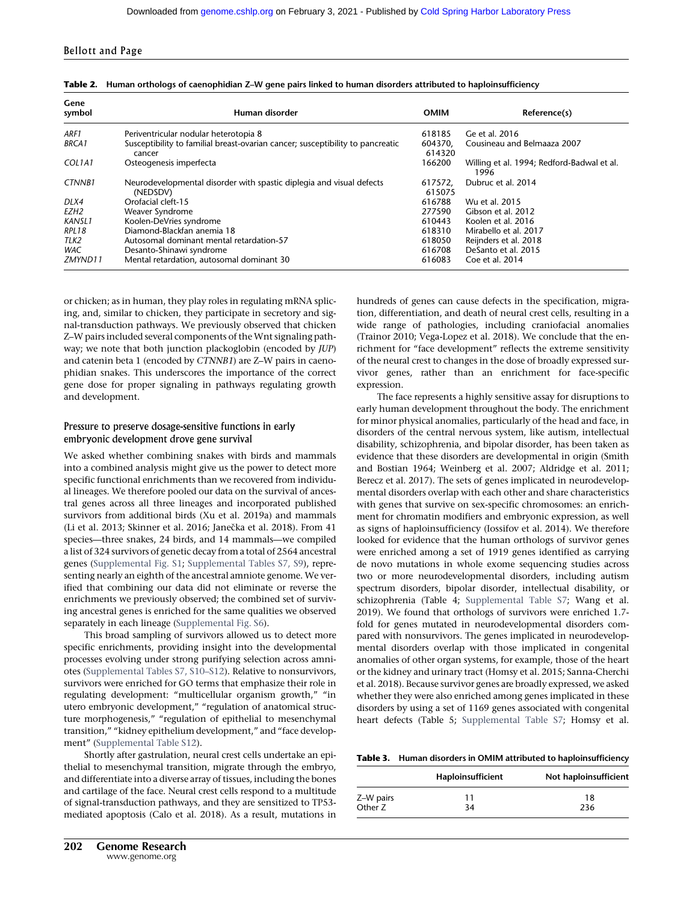**Table 2.** Human orthologs of caenophidian Z–W gene pairs linked to human disorders attributed to haploinsufficiency

| Gene symbol | Human disorder | OMIM | Reference(s) |
|---|---|---|---|
| *ARF1* | Periventricular nodular heterotopia 8 | 618185 | Ge et al. 2016 |
| *BRCA1* | Susceptibility to familial breast-ovarian cancer; susceptibility to pancreatic cancer | 604370, 614320 | Cousineau and Belmaaza 2007 |
| *COL1A1* | Osteogenesis imperfecta | 166200 | Willing et al. 1994; Redford-Badwal et al. 1996 |
| *CTNNB1* | Neurodevelopmental disorder with spastic diplegia and visual defects (NEDSDV) | 617572, 615075 | Dubruc et al. 2014 |
| *DLX4* | Orofacial cleft-15 | 616788 | Wu et al. 2015 |
| *EZH2* | Weaver Syndrome | 277590 | Gibson et al. 2012 |
| *KANSL1* | Koolen-DeVries syndrome | 610443 | Koolen et al. 2016 |
| *RPL18* | Diamond-Blackfan anemia 18 | 618310 | Mirabello et al. 2017 |
| *TLK2* | Autosomal dominant mental retardation-57 | 618050 | Reijnders et al. 2018 |
| *WAC* | Desanto-Shinawi syndrome | 616708 | DeSanto et al. 2015 |
| *ZMYND11* | Mental retardation, autosomal dominant 30 | 616083 | Coe et al. 2014 |

or chicken; as in human, they play roles in regulating mRNA splicing, and, similar to chicken, they participate in secretory and signal-transduction pathways. We previously observed that chicken Z–W pairs included several components of the Wnt signaling pathway; we note that both junction plackoglobin (encoded by *JUP*) and catenin beta 1 (encoded by *CTNNB1*) are Z–W pairs in caenophidian snakes. This underscores the importance of the correct gene dose for proper signaling in pathways regulating growth and development.

### Pressure to preserve dosage-sensitive functions in early embryonic development drove gene survival

We asked whether combining snakes with birds and mammals into a combined analysis might give us the power to detect more specific functional enrichments than we recovered from individual lineages. We therefore pooled our data on the survival of ancestral genes across all three lineages and incorporated published survivors from additional birds (Xu et al. 2019a) and mammals (Li et al. 2013; Skinner et al. 2016; Janečka et al. 2018). From 41 species—three snakes, 24 birds, and 14 mammals—we compiled a list of 324 survivors of genetic decay from a total of 2564 ancestral genes (Supplemental Fig. S1; Supplemental Tables S7, S9), representing nearly an eighth of the ancestral amniote genome. We verified that combining our data did not eliminate or reverse the enrichments we previously observed; the combined set of surviving ancestral genes is enriched for the same qualities we observed separately in each lineage (Supplemental Fig. S6).

This broad sampling of survivors allowed us to detect more specific enrichments, providing insight into the developmental processes evolving under strong purifying selection across amniotes (Supplemental Tables S7, S10–S12). Relative to nonsurvivors, survivors were enriched for GO terms that emphasize their role in regulating development: "multicellular organism growth," "in utero embryonic development," "regulation of anatomical structure morphogenesis," "regulation of epithelial to mesenchymal transition," "kidney epithelium development," and "face development" (Supplemental Table S12).

Shortly after gastrulation, neural crest cells undertake an epithelial to mesenchymal transition, migrate through the embryo, and differentiate into a diverse array of tissues, including the bones and cartilage of the face. Neural crest cells respond to a multitude of signal-transduction pathways, and they are sensitized to TP53-mediated apoptosis (Calo et al. 2018). As a result, mutations in hundreds of genes can cause defects in the specification, migration, differentiation, and death of neural crest cells, resulting in a wide range of pathologies, including craniofacial anomalies (Trainor 2010; Vega-Lopez et al. 2018). We conclude that the enrichment for "face development" reflects the extreme sensitivity of the neural crest to changes in the dose of broadly expressed survivor genes, rather than an enrichment for face-specific expression.

The face represents a highly sensitive assay for disruptions to early human development throughout the body. The enrichment for minor physical anomalies, particularly of the head and face, in disorders of the central nervous system, like autism, intellectual disability, schizophrenia, and bipolar disorder, has been taken as evidence that these disorders are developmental in origin (Smith and Bostian 1964; Weinberg et al. 2007; Aldridge et al. 2011; Berecz et al. 2017). The sets of genes implicated in neurodevelopmental disorders overlap with each other and share characteristics with genes that survive on sex-specific chromosomes: an enrichment for chromatin modifiers and embryonic expression, as well as signs of haploinsufficiency (Iossifov et al. 2014). We therefore looked for evidence that the human orthologs of survivor genes were enriched among a set of 1919 genes identified as carrying de novo mutations in whole exome sequencing studies across two or more neurodevelopmental disorders, including autism spectrum disorders, bipolar disorder, intellectual disability, or schizophrenia (Table 4; Supplemental Table S7; Wang et al. 2019). We found that orthologs of survivors were enriched 1.7-fold for genes mutated in neurodevelopmental disorders compared with nonsurvivors. The genes implicated in neurodevelopmental disorders overlap with those implicated in congenital anomalies of other organ systems, for example, those of the heart or the kidney and urinary tract (Homsy et al. 2015; Sanna-Cherchi et al. 2018). Because survivor genes are broadly expressed, we asked whether they were also enriched among genes implicated in these disorders by using a set of 1169 genes associated with congenital heart defects (Table 5; Supplemental Table S7; Homsy et al.

**Table 3.** Human disorders in OMIM attributed to haploinsufficiency

| | Haploinsufficient | Not haploinsufficient |
|---|---|---|
| Z–W pairs | 11 | 18 |
| Other Z | 34 | 236 |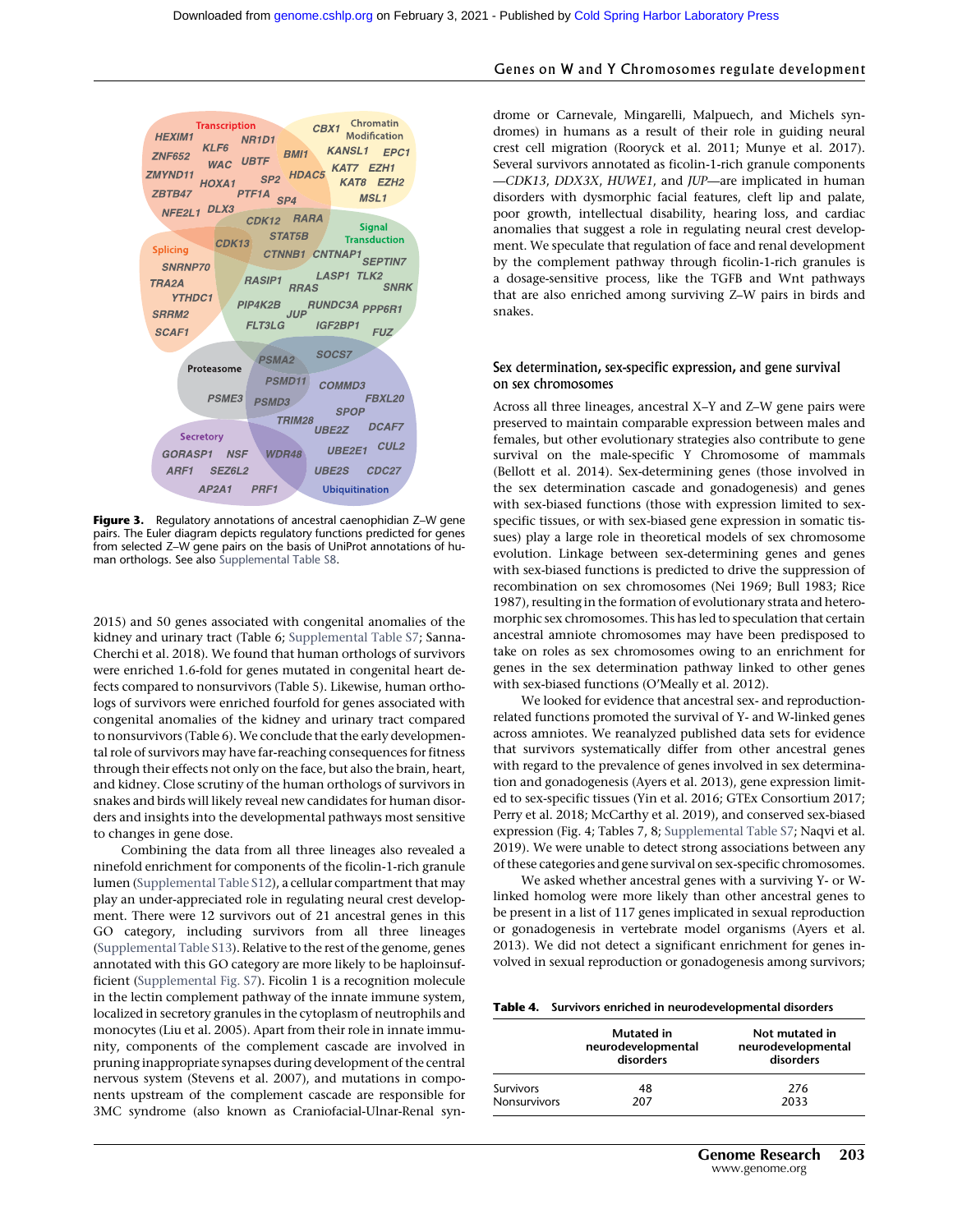**Figure 3.** Regulatory annotations of ancestral caenophidian Z–W gene pairs. The Euler diagram depicts regulatory functions predicted for genes from selected Z–W gene pairs on the basis of UniProt annotations of human orthologs. See also Supplemental Table S8.

2015) and 50 genes associated with congenital anomalies of the kidney and urinary tract (Table 6; Supplemental Table S7; Sanna-Cherchi et al. 2018). We found that human orthologs of survivors were enriched 1.6-fold for genes mutated in congenital heart defects compared to nonsurvivors (Table 5). Likewise, human orthologs of survivors were enriched fourfold for genes associated with congenital anomalies of the kidney and urinary tract compared to nonsurvivors (Table 6). We conclude that the early developmental role of survivors may have far-reaching consequences for fitness through their effects not only on the face, but also the brain, heart, and kidney. Close scrutiny of the human orthologs of survivors in snakes and birds will likely reveal new candidates for human disorders and insights into the developmental pathways most sensitive to changes in gene dose.

Combining the data from all three lineages also revealed a ninefold enrichment for components of the ficolin-1-rich granule lumen (Supplemental Table S12), a cellular compartment that may play an under-appreciated role in regulating neural crest development. There were 12 survivors out of 21 ancestral genes in this GO category, including survivors from all three lineages (Supplemental Table S13). Relative to the rest of the genome, genes annotated with this GO category are more likely to be haploinsufficient (Supplemental Fig. S7). Ficolin 1 is a recognition molecule in the lectin complement pathway of the innate immune system, localized in secretory granules in the cytoplasm of neutrophils and monocytes (Liu et al. 2005). Apart from their role in innate immunity, components of the complement cascade are involved in pruning inappropriate synapses during development of the central nervous system (Stevens et al. 2007), and mutations in components upstream of the complement cascade are responsible for 3MC syndrome (also known as Craniofacial-Ulnar-Renal syndrome or Carnevale, Mingarelli, Malpuech, and Michels syndromes) in humans as a result of their role in guiding neural crest cell migration (Rooryck et al. 2011; Munye et al. 2017). Several survivors annotated as ficolin-1-rich granule components—*CDK13*, *DDX3X*, *HUWE1*, and *JUP*—are implicated in human disorders with dysmorphic facial features, cleft lip and palate, poor growth, intellectual disability, hearing loss, and cardiac anomalies that suggest a role in regulating neural crest development. We speculate that regulation of face and renal development by the complement pathway through ficolin-1-rich granules is a dosage-sensitive process, like the TGFB and Wnt pathways that are also enriched among surviving Z–W pairs in birds and snakes.

## Sex determination, sex-specific expression, and gene survival on sex chromosomes

Across all three lineages, ancestral X–Y and Z–W gene pairs were preserved to maintain comparable expression between males and females, but other evolutionary strategies also contribute to gene survival on the male-specific Y Chromosome of mammals (Bellott et al. 2014). Sex-determining genes (those involved in the sex determination cascade and gonadogenesis) and genes with sex-biased functions (those with expression limited to sex-specific tissues, or with sex-biased gene expression in somatic tissues) play a large role in theoretical models of sex chromosome evolution. Linkage between sex-determining genes and genes with sex-biased functions is predicted to drive the suppression of recombination on sex chromosomes (Nei 1969; Bull 1983; Rice 1987), resulting in the formation of evolutionary strata and heteromorphic sex chromosomes. This has led to speculation that certain ancestral amniote chromosomes may have been predisposed to take on roles as sex chromosomes owing to an enrichment for genes in the sex determination pathway linked to other genes with sex-biased functions (O'Meally et al. 2012).

We looked for evidence that ancestral sex- and reproduction-related functions promoted the survival of Y- and W-linked genes across amniotes. We reanalyzed published data sets for evidence that survivors systematically differ from other ancestral genes with regard to the prevalence of genes involved in sex determination and gonadogenesis (Ayers et al. 2013), gene expression limited to sex-specific tissues (Yin et al. 2016; GTEx Consortium 2017; Perry et al. 2018; McCarthy et al. 2019), and conserved sex-biased expression (Fig. 4; Tables 7, 8; Supplemental Table S7; Naqvi et al. 2019). We were unable to detect strong associations between any of these categories and gene survival on sex-specific chromosomes.

We asked whether ancestral genes with a surviving Y- or W-linked homolog were more likely than other ancestral genes to be present in a list of 117 genes implicated in sexual reproduction or gonadogenesis in vertebrate model organisms (Ayers et al. 2013). We did not detect a significant enrichment for genes involved in sexual reproduction or gonadogenesis among survivors;

**Table 4.** Survivors enriched in neurodevelopmental disorders

| | Mutated in neurodevelopmental disorders | Not mutated in neurodevelopmental disorders |
|---|---|---|
| Survivors | 48 | 276 |
| Nonsurvivors | 207 | 2033 |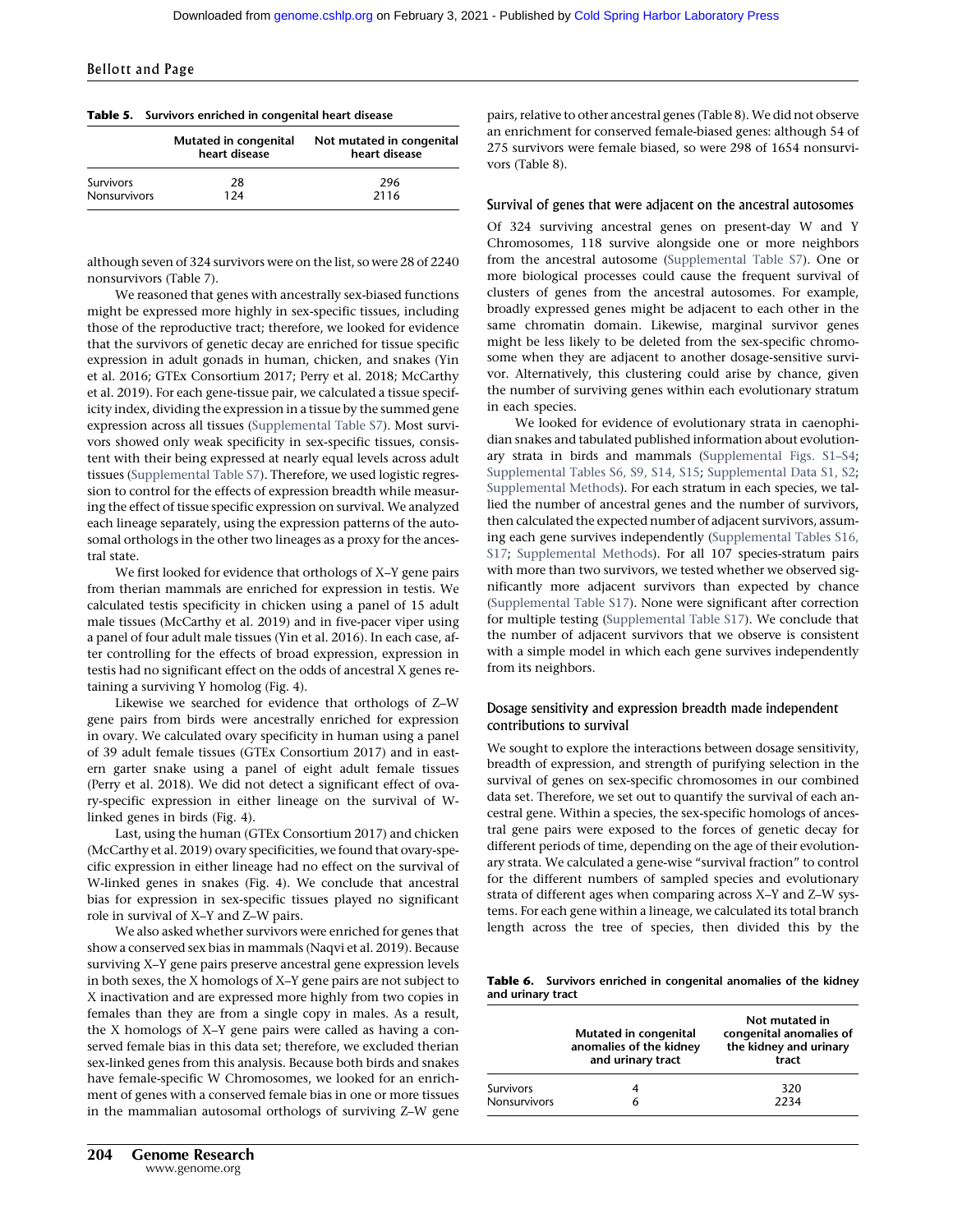**Table 5.** Survivors enriched in congenital heart disease

| | Mutated in congenital heart disease | Not mutated in congenital heart disease |
|---|---|---|
| Survivors | 28 | 296 |
| Nonsurvivors | 124 | 2116 |

although seven of 324 survivors were on the list, so were 28 of 2240 nonsurvivors (Table 7).

We reasoned that genes with ancestrally sex-biased functions might be expressed more highly in sex-specific tissues, including those of the reproductive tract; therefore, we looked for evidence that the survivors of genetic decay are enriched for tissue specific expression in adult gonads in human, chicken, and snakes (Yin et al. 2016; GTEx Consortium 2017; Perry et al. 2018; McCarthy et al. 2019). For each gene-tissue pair, we calculated a tissue specificity index, dividing the expression in a tissue by the summed gene expression across all tissues (Supplemental Table S7). Most survivors showed only weak specificity in sex-specific tissues, consistent with their being expressed at nearly equal levels across adult tissues (Supplemental Table S7). Therefore, we used logistic regression to control for the effects of expression breadth while measuring the effect of tissue specific expression on survival. We analyzed each lineage separately, using the expression patterns of the autosomal orthologs in the other two lineages as a proxy for the ancestral state.

We first looked for evidence that orthologs of X–Y gene pairs from therian mammals are enriched for expression in testis. We calculated testis specificity in chicken using a panel of 15 adult male tissues (McCarthy et al. 2019) and in five-pacer viper using a panel of four adult male tissues (Yin et al. 2016). In each case, after controlling for the effects of broad expression, expression in testis had no significant effect on the odds of ancestral X genes retaining a surviving Y homolog (Fig. 4).

Likewise we searched for evidence that orthologs of Z–W gene pairs from birds were ancestrally enriched for expression in ovary. We calculated ovary specificity in human using a panel of 39 adult female tissues (GTEx Consortium 2017) and in eastern garter snake using a panel of eight adult female tissues (Perry et al. 2018). We did not detect a significant effect of ovary-specific expression in either lineage on the survival of W-linked genes in birds (Fig. 4).

Last, using the human (GTEx Consortium 2017) and chicken (McCarthy et al. 2019) ovary specificities, we found that ovary-specific expression in either lineage had no effect on the survival of W-linked genes in snakes (Fig. 4). We conclude that ancestral bias for expression in sex-specific tissues played no significant role in survival of X–Y and Z–W pairs.

We also asked whether survivors were enriched for genes that show a conserved sex bias in mammals (Naqvi et al. 2019). Because surviving X–Y gene pairs preserve ancestral gene expression levels in both sexes, the X homologs of X–Y gene pairs are not subject to X inactivation and are expressed more highly from two copies in females than they are from a single copy in males. As a result, the X homologs of X–Y gene pairs were called as having a conserved female bias in this data set; therefore, we excluded therian sex-linked genes from this analysis. Because both birds and snakes have female-specific W Chromosomes, we looked for an enrichment of genes with a conserved female bias in one or more tissues in the mammalian autosomal orthologs of surviving Z–W gene pairs, relative to other ancestral genes (Table 8). We did not observe an enrichment for conserved female-biased genes: although 54 of 275 survivors were female biased, so were 298 of 1654 nonsurvivors (Table 8).

### Survival of genes that were adjacent on the ancestral autosomes

Of 324 surviving ancestral genes on present-day W and Y Chromosomes, 118 survive alongside one or more neighbors from the ancestral autosome (Supplemental Table S7). One or more biological processes could cause the frequent survival of clusters of genes from the ancestral autosomes. For example, broadly expressed genes might be adjacent to each other in the same chromatin domain. Likewise, marginal survivor genes might be less likely to be deleted from the sex-specific chromosome when they are adjacent to another dosage-sensitive survivor. Alternatively, this clustering could arise by chance, given the number of surviving genes within each evolutionary stratum in each species.

We looked for evidence of evolutionary strata in caenophidian snakes and tabulated published information about evolutionary strata in birds and mammals (Supplemental Figs. S1–S4; Supplemental Tables S6, S9, S14, S15; Supplemental Data S1, S2; Supplemental Methods). For each stratum in each species, we tallied the number of ancestral genes and the number of survivors, then calculated the expected number of adjacent survivors, assuming each gene survives independently (Supplemental Tables S16, S17; Supplemental Methods). For all 107 species-stratum pairs with more than two survivors, we tested whether we observed significantly more adjacent survivors than expected by chance (Supplemental Table S17). None were significant after correction for multiple testing (Supplemental Table S17). We conclude that the number of adjacent survivors that we observe is consistent with a simple model in which each gene survives independently from its neighbors.

### Dosage sensitivity and expression breadth made independent contributions to survival

We sought to explore the interactions between dosage sensitivity, breadth of expression, and strength of purifying selection in the survival of genes on sex-specific chromosomes in our combined data set. Therefore, we set out to quantify the survival of each ancestral gene. Within a species, the sex-specific homologs of ancestral gene pairs were exposed to the forces of genetic decay for different periods of time, depending on the age of their evolutionary strata. We calculated a gene-wise "survival fraction" to control for the different numbers of sampled species and evolutionary strata of different ages when comparing across X–Y and Z–W systems. For each gene within a lineage, we calculated its total branch length across the tree of species, then divided this by the

**Table 6.** Survivors enriched in congenital anomalies of the kidney and urinary tract

| | Mutated in congenital anomalies of the kidney and urinary tract | Not mutated in congenital anomalies of the kidney and urinary tract |
|---|---|---|
| Survivors | 4 | 320 |
| Nonsurvivors | 6 | 2234 |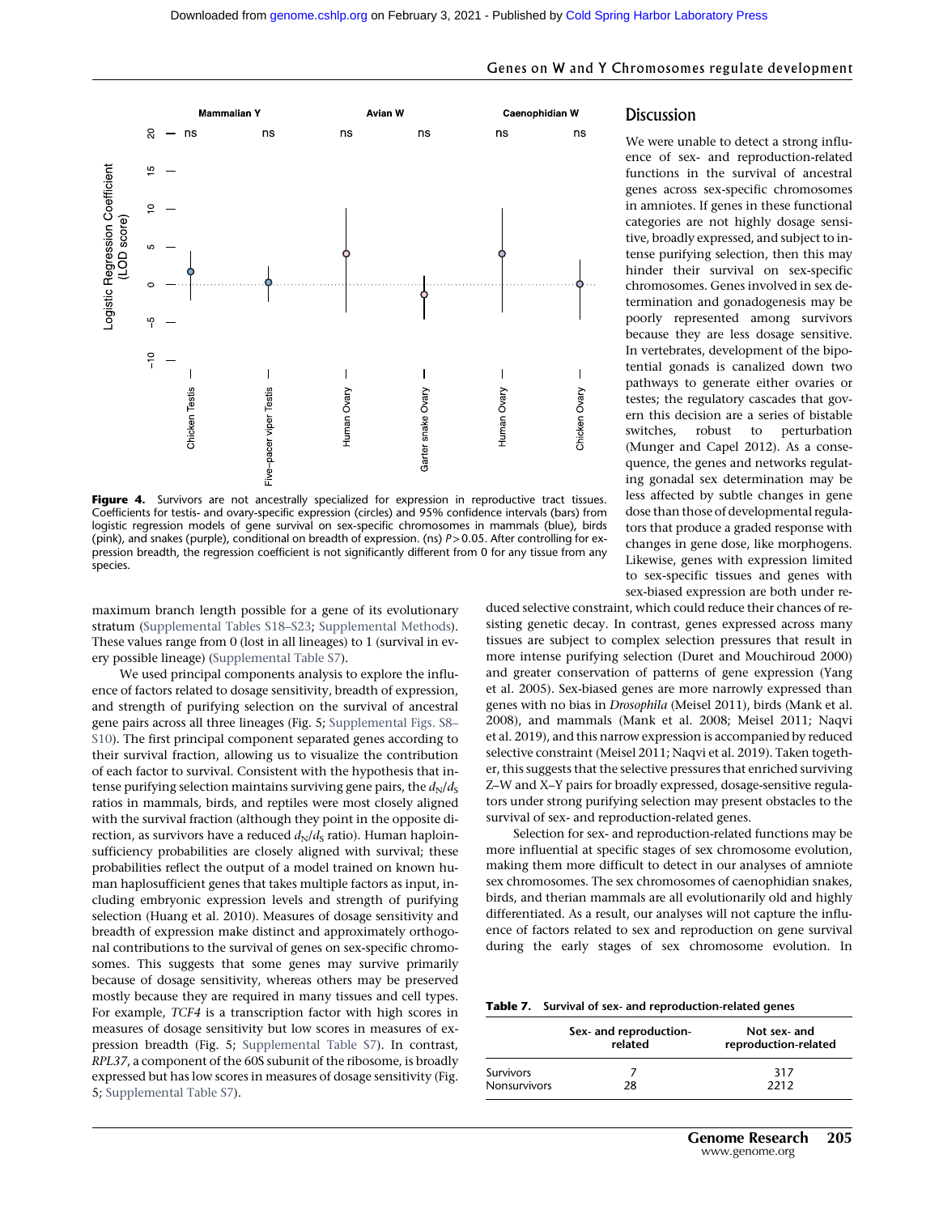Figure 4. Survivors are not ancestrally specialized for expression in reproductive tract tissues. Coefficients for testis- and ovary-specific expression (circles) and 95% confidence intervals (bars) from logistic regression models of gene survival on sex-specific chromosomes in mammals (blue), birds (pink), and snakes (purple), conditional on breadth of expression. (ns) $P > 0.05$. After controlling for expression breadth, the regression coefficient is not significantly different from 0 for any tissue from any species.

maximum branch length possible for a gene of its evolutionary stratum (Supplemental Tables S18–S23; Supplemental Methods). These values range from 0 (lost in all lineages) to 1 (survival in every possible lineage) (Supplemental Table S7).

We used principal components analysis to explore the influence of factors related to dosage sensitivity, breadth of expression, and strength of purifying selection on the survival of ancestral gene pairs across all three lineages (Fig. 5; Supplemental Figs. S8–S10). The first principal component separated genes according to their survival fraction, allowing us to visualize the contribution of each factor to survival. Consistent with the hypothesis that intense purifying selection maintains surviving gene pairs, the $d_N/d_S$ ratios in mammals, birds, and reptiles were most closely aligned with the survival fraction (although they point in the opposite direction, as survivors have a reduced $d_N/d_S$ ratio). Human haploinsufficiency probabilities are closely aligned with survival; these probabilities reflect the output of a model trained on known human haplosufficient genes that takes multiple factors as input, including embryonic expression levels and strength of purifying selection (Huang et al. 2010). Measures of dosage sensitivity and breadth of expression make distinct and approximately orthogonal contributions to the survival of genes on sex-specific chromosomes. This suggests that some genes may survive primarily because of dosage sensitivity, whereas others may be preserved mostly because they are required in many tissues and cell types. For example, *TCF4* is a transcription factor with high scores in measures of dosage sensitivity but low scores in measures of expression breadth (Fig. 5; Supplemental Table S7). In contrast, *RPL37*, a component of the 60S subunit of the ribosome, is broadly expressed but has low scores in measures of dosage sensitivity (Fig. 5; Supplemental Table S7).

## Discussion

We were unable to detect a strong influence of sex- and reproduction-related functions in the survival of ancestral genes across sex-specific chromosomes in amniotes. If genes in these functional categories are not highly dosage sensitive, broadly expressed, and subject to intense purifying selection, then this may hinder their survival on sex-specific chromosomes. Genes involved in sex determination and gonadogenesis may be poorly represented among survivors because they are less dosage sensitive. In vertebrates, development of the bipotential gonads is canalized down two pathways to generate either ovaries or testes; the regulatory cascades that govern this decision are a series of bistable switches, robust to perturbation (Munger and Capel 2012). As a consequence, the genes and networks regulating gonadal sex determination may be less affected by subtle changes in gene dose than those of developmental regulators that produce a graded response with changes in gene dose, like morphogens. Likewise, genes with expression limited to sex-specific tissues and genes with sex-biased expression are both under reduced selective constraint, which could reduce their chances of resisting genetic decay. In contrast, genes expressed across many tissues are subject to complex selection pressures that result in more intense purifying selection (Duret and Mouchiroud 2000) and greater conservation of patterns of gene expression (Yang et al. 2005). Sex-biased genes are more narrowly expressed than genes with no bias in *Drosophila* (Meisel 2011), birds (Mank et al. 2008), and mammals (Mank et al. 2008; Meisel 2011; Naqvi et al. 2019), and this narrow expression is accompanied by reduced selective constraint (Meisel 2011; Naqvi et al. 2019). Taken together, this suggests that the selective pressures that enriched surviving Z–W and X–Y pairs for broadly expressed, dosage-sensitive regulators under strong purifying selection may present obstacles to the survival of sex- and reproduction-related genes.

Selection for sex- and reproduction-related functions may be more influential at specific stages of sex chromosome evolution, making them more difficult to detect in our analyses of amniote sex chromosomes. The sex chromosomes of caenophidian snakes, birds, and therian mammals are all evolutionarily old and highly differentiated. As a result, our analyses will not capture the influence of factors related to sex and reproduction on gene survival during the early stages of sex chromosome evolution. In

**Table 7.** Survival of sex- and reproduction-related genes

| | Sex- and reproduction-related | Not sex- and reproduction-related |
|---|---|---|
| Survivors | 7 | 317 |
| Nonsurvivors | 28 | 2212 |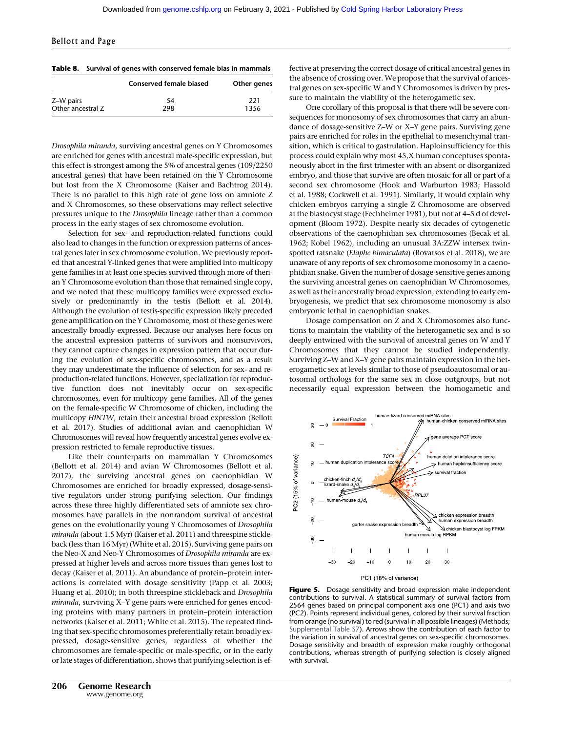**Table 8.** Survival of genes with conserved female bias in mammals

| | Conserved female biased | Other genes |
|---|---|---|
| Z–W pairs | 54 | 221 |
| Other ancestral Z | 298 | 1356 |

*Drosophila miranda*, surviving ancestral genes on Y Chromosomes are enriched for genes with ancestral male-specific expression, but this effect is strongest among the 5% of ancestral genes (109/2250 ancestral genes) that have been retained on the Y Chromosome but lost from the X Chromosome (Kaiser and Bachtrog 2014). There is no parallel to this high rate of gene loss on amniote Z and X Chromosomes, so these observations may reflect selective pressures unique to the *Drosophila* lineage rather than a common process in the early stages of sex chromosome evolution.

Selection for sex- and reproduction-related functions could also lead to changes in the function or expression patterns of ancestral genes later in sex chromosome evolution. We previously reported that ancestral Y-linked genes that were amplified into multicopy gene families in at least one species survived through more of therian Y Chromosome evolution than those that remained single copy, and we noted that these multicopy families were expressed exclusively or predominantly in the testis (Bellott et al. 2014). Although the evolution of testis-specific expression likely preceded gene amplification on the Y Chromosome, most of these genes were ancestrally broadly expressed. Because our analyses here focus on the ancestral expression patterns of survivors and nonsurvivors, they cannot capture changes in expression pattern that occur during the evolution of sex-specific chromosomes, and as a result they may underestimate the influence of selection for sex- and reproduction-related functions. However, specialization for reproductive function does not inevitably occur on sex-specific chromosomes, even for multicopy gene families. All of the genes on the female-specific W Chromosome of chicken, including the multicopy *HINTW*, retain their ancestral broad expression (Bellott et al. 2017). Studies of additional avian and caenophidian W Chromosomes will reveal how frequently ancestral genes evolve expression restricted to female reproductive tissues.

Like their counterparts on mammalian Y Chromosomes (Bellott et al. 2014) and avian W Chromosomes (Bellott et al. 2017), the surviving ancestral genes on caenophidian W Chromosomes are enriched for broadly expressed, dosage-sensitive regulators under strong purifying selection. Our findings across these three highly differentiated sets of amniote sex chromosomes have parallels in the nonrandom survival of ancestral genes on the evolutionarily young Y Chromosomes of *Drosophila miranda* (about 1.5 Myr) (Kaiser et al. 2011) and threespine stickleback (less than 16 Myr) (White et al. 2015). Surviving gene pairs on the Neo-X and Neo-Y Chromosomes of *Drosophila miranda* are expressed at higher levels and across more tissues than genes lost to decay (Kaiser et al. 2011). An abundance of protein–protein interactions is correlated with dosage sensitivity (Papp et al. 2003; Huang et al. 2010); in both threespine stickleback and *Drosophila miranda*, surviving X–Y gene pairs were enriched for genes encoding proteins with many partners in protein–protein interaction networks (Kaiser et al. 2011; White et al. 2015). The repeated finding that sex-specific chromosomes preferentially retain broadly expressed, dosage-sensitive genes, regardless of whether the chromosomes are female-specific or male-specific, or in the early or late stages of differentiation, shows that purifying selection is effective at preserving the correct dosage of critical ancestral genes in the absence of crossing over. We propose that the survival of ancestral genes on sex-specific W and Y Chromosomes is driven by pressure to maintain the viability of the heterogametic sex.

One corollary of this proposal is that there will be severe consequences for monosomy of sex chromosomes that carry an abundance of dosage-sensitive Z–W or X–Y gene pairs. Surviving gene pairs are enriched for roles in the epithelial to mesenchymal transition, which is critical to gastrulation. Haploinsufficiency for this process could explain why most 45,X human conceptuses spontaneously abort in the first trimester with an absent or disorganized embryo, and those that survive are often mosaic for all or part of a second sex chromosome (Hook and Warburton 1983; Hassold et al. 1988; Cockwell et al. 1991). Similarly, it would explain why chicken embryos carrying a single Z Chromosome are observed at the blastocyst stage (Fechheimer 1981), but not at 4–5 d of development (Bloom 1972). Despite nearly six decades of cytogenetic observations of the caenophidian sex chromosomes (Becak et al. 1962; Kobel 1962), including an unusual 3A:ZZW intersex twin-spotted ratsnake (*Elaphe bimaculata*) (Rovatsos et al. 2018), we are unaware of any reports of sex chromosome monosomy in a caenophidian snake. Given the number of dosage-sensitive genes among the surviving ancestral genes on caenophidian W Chromosomes, as well as their ancestrally broad expression, extending to early embryogenesis, we predict that sex chromosome monosomy is also embryonic lethal in caenophidian snakes.

Dosage compensation on Z and X Chromosomes also functions to maintain the viability of the heterogametic sex and is so deeply entwined with the survival of ancestral genes on W and Y Chromosomes that they cannot be studied independently. Surviving Z–W and X–Y gene pairs maintain expression in the heterogametic sex at levels similar to those of pseudoautosomal or autosomal orthologs for the same sex in close outgroups, but not necessarily equal expression between the homogametic and

**Figure 5.** Dosage sensitivity and broad expression make independent contributions to survival. A statistical summary of survival factors from 2564 genes based on principal component axis one (PC1) and axis two (PC2). Points represent individual genes, colored by their survival fraction from orange (no survival) to red (survival in all possible lineages) (Methods; Supplemental Table S7). Arrows show the contribution of each factor to the variation in survival of ancestral genes on sex-specific chromosomes. Dosage sensitivity and breadth of expression make roughly orthogonal contributions, whereas strength of purifying selection is closely aligned with survival.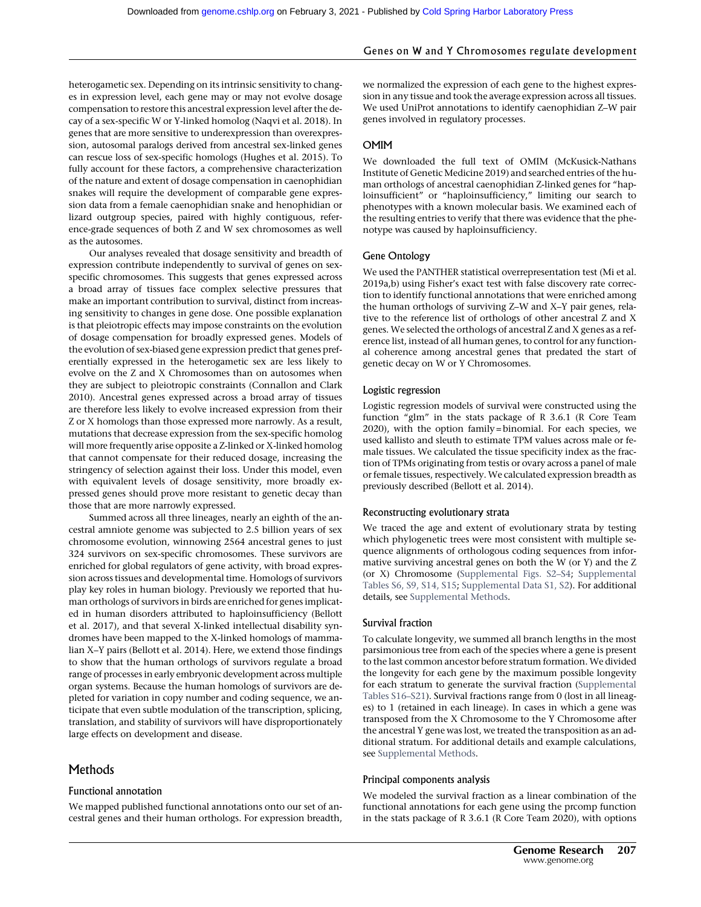heterogametic sex. Depending on its intrinsic sensitivity to changes in expression level, each gene may or may not evolve dosage compensation to restore this ancestral expression level after the decay of a sex-specific W or Y-linked homolog (Naqvi et al. 2018). In genes that are more sensitive to underexpression than overexpression, autosomal paralogs derived from ancestral sex-linked genes can rescue loss of sex-specific homologs (Hughes et al. 2015). To fully account for these factors, a comprehensive characterization of the nature and extent of dosage compensation in caenophidian snakes will require the development of comparable gene expression data from a female caenophidian snake and henophidian or lizard outgroup species, paired with highly contiguous, reference-grade sequences of both Z and W sex chromosomes as well as the autosomes.

Our analyses revealed that dosage sensitivity and breadth of expression contribute independently to survival of genes on sex-specific chromosomes. This suggests that genes expressed across a broad array of tissues face complex selective pressures that make an important contribution to survival, distinct from increasing sensitivity to changes in gene dose. One possible explanation is that pleiotropic effects may impose constraints on the evolution of dosage compensation for broadly expressed genes. Models of the evolution of sex-biased gene expression predict that genes preferentially expressed in the heterogametic sex are less likely to evolve on the Z and X Chromosomes than on autosomes when they are subject to pleiotropic constraints (Connallon and Clark 2010). Ancestral genes expressed across a broad array of tissues are therefore less likely to evolve increased expression from their Z or X homologs than those expressed more narrowly. As a result, mutations that decrease expression from the sex-specific homolog will more frequently arise opposite a Z-linked or X-linked homolog that cannot compensate for their reduced dosage, increasing the stringency of selection against their loss. Under this model, even with equivalent levels of dosage sensitivity, more broadly expressed genes should prove more resistant to genetic decay than those that are more narrowly expressed.

Summed across all three lineages, nearly an eighth of the ancestral amniote genome was subjected to 2.5 billion years of sex chromosome evolution, winnowing 2564 ancestral genes to just 324 survivors on sex-specific chromosomes. These survivors are enriched for global regulators of gene activity, with broad expression across tissues and developmental time. Homologs of survivors play key roles in human biology. Previously we reported that human orthologs of survivors in birds are enriched for genes implicated in human disorders attributed to haploinsufficiency (Bellott et al. 2017), and that several X-linked intellectual disability syndromes have been mapped to the X-linked homologs of mammalian X–Y pairs (Bellott et al. 2014). Here, we extend those findings to show that the human orthologs of survivors regulate a broad range of processes in early embryonic development across multiple organ systems. Because the human homologs of survivors are depleted for variation in copy number and coding sequence, we anticipate that even subtle modulation of the transcription, splicing, translation, and stability of survivors will have disproportionately large effects on development and disease.

## Methods

### Functional annotation

We mapped published functional annotations onto our set of ancestral genes and their human orthologs. For expression breadth, we normalized the expression of each gene to the highest expression in any tissue and took the average expression across all tissues. We used UniProt annotations to identify caenophidian Z–W pair genes involved in regulatory processes.

### OMIM

We downloaded the full text of OMIM (McKusick-Nathans Institute of Genetic Medicine 2019) and searched entries of the human orthologs of ancestral caenophidian Z-linked genes for "haploinsufficient" or "haploinsufficiency," limiting our search to phenotypes with a known molecular basis. We examined each of the resulting entries to verify that there was evidence that the phenotype was caused by haploinsufficiency.

### Gene Ontology

We used the PANTHER statistical overrepresentation test (Mi et al. 2019a,b) using Fisher's exact test with false discovery rate correction to identify functional annotations that were enriched among the human orthologs of surviving Z–W and X–Y pair genes, relative to the reference list of orthologs of other ancestral Z and X genes. We selected the orthologs of ancestral Z and X genes as a reference list, instead of all human genes, to control for any functional coherence among ancestral genes that predated the start of genetic decay on W or Y Chromosomes.

### Logistic regression

Logistic regression models of survival were constructed using the function "glm" in the stats package of R 3.6.1 (R Core Team 2020), with the option family=binomial. For each species, we used kallisto and sleuth to estimate TPM values across male or female tissues. We calculated the tissue specificity index as the fraction of TPMs originating from testis or ovary across a panel of male or female tissues, respectively. We calculated expression breadth as previously described (Bellott et al. 2014).

### Reconstructing evolutionary strata

We traced the age and extent of evolutionary strata by testing which phylogenetic trees were most consistent with multiple sequence alignments of orthologous coding sequences from informative surviving ancestral genes on both the W (or Y) and the Z (or X) Chromosome (Supplemental Figs. S2–S4; Supplemental Tables S6, S9, S14, S15; Supplemental Data S1, S2). For additional details, see Supplemental Methods.

### Survival fraction

To calculate longevity, we summed all branch lengths in the most parsimonious tree from each of the species where a gene is present to the last common ancestor before stratum formation. We divided the longevity for each gene by the maximum possible longevity for each stratum to generate the survival fraction (Supplemental Tables S16–S21). Survival fractions range from 0 (lost in all lineages) to 1 (retained in each lineage). In cases in which a gene was transposed from the X Chromosome to the Y Chromosome after the ancestral Y gene was lost, we treated the transposition as an additional stratum. For additional details and example calculations, see Supplemental Methods.

### Principal components analysis

We modeled the survival fraction as a linear combination of the functional annotations for each gene using the prcomp function in the stats package of R 3.6.1 (R Core Team 2020), with options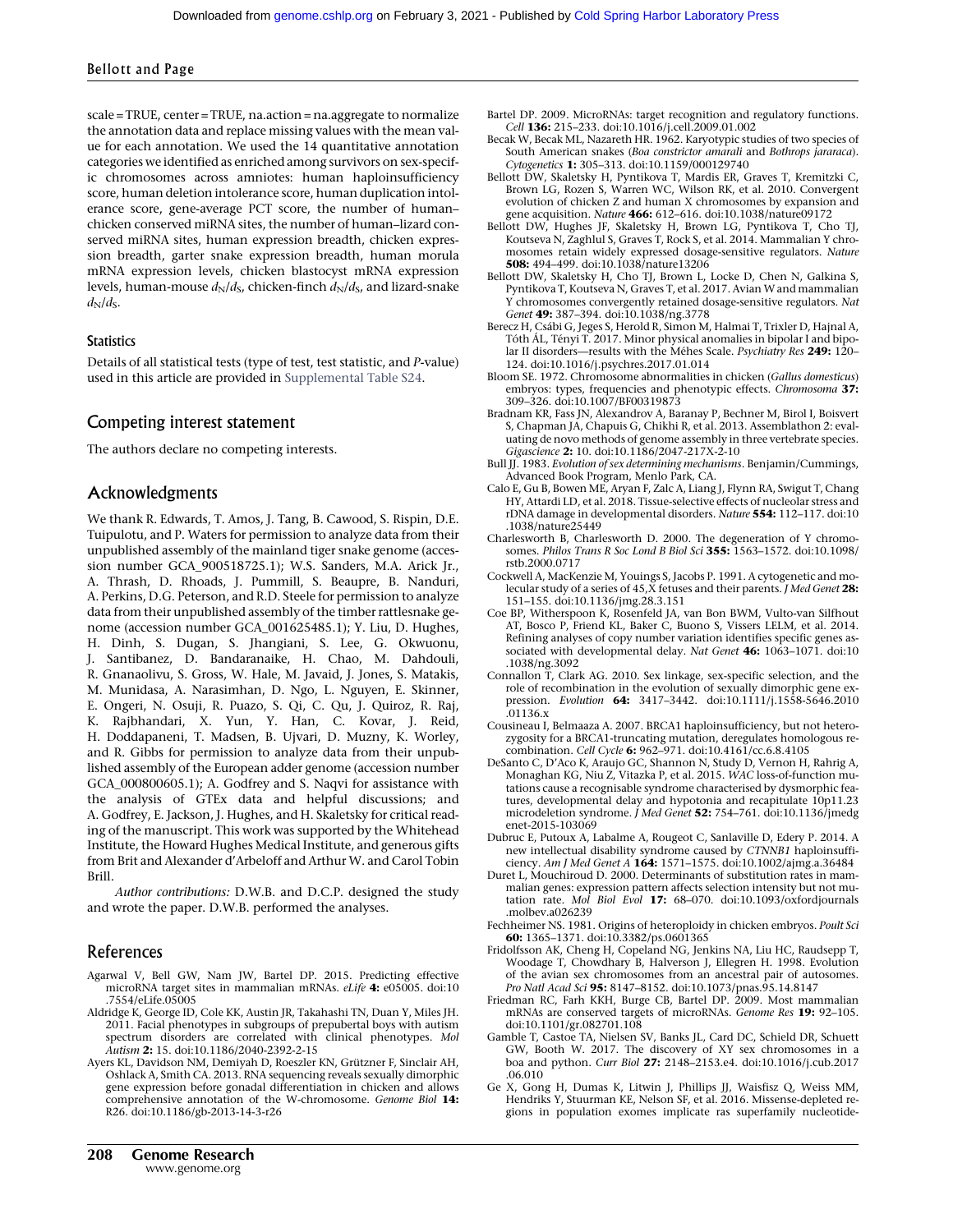scale = TRUE, center = TRUE, na.action = na.aggregate to normalize the annotation data and replace missing values with the mean value for each annotation. We used the 14 quantitative annotation categories we identified as enriched among survivors on sex-specific chromosomes across amniotes: human haploinsufficiency score, human deletion intolerance score, human duplication intolerance score, gene-average PCT score, the number of human–chicken conserved miRNA sites, the number of human–lizard conserved miRNA sites, human expression breadth, chicken expression breadth, garter snake expression breadth, human morula mRNA expression levels, chicken blastocyst mRNA expression levels, human-mouse $d_N/d_S$, chicken-finch $d_N/d_S$, and lizard-snake $d_N/d_S$.

### Statistics

Details of all statistical tests (type of test, test statistic, and *P*-value) used in this article are provided in Supplemental Table S24.

## Competing interest statement

The authors declare no competing interests.

## Acknowledgments

We thank R. Edwards, T. Amos, J. Tang, B. Cawood, S. Rispin, D.E. Tuipulotu, and P. Waters for permission to analyze data from their unpublished assembly of the mainland tiger snake genome (accession number GCA_900518725.1); W.S. Sanders, M.A. Arick Jr., A. Thrash, D. Rhoads, J. Pummill, S. Beaupre, B. Nanduri, A. Perkins, D.G. Peterson, and R.D. Steele for permission to analyze data from their unpublished assembly of the timber rattlesnake genome (accession number GCA_001625485.1); Y. Liu, D. Hughes, H. Dinh, S. Dugan, S. Jhangiani, S. Lee, G. Okwuonu, J. Santibanez, D. Bandaranaike, H. Chao, M. Dahdouli, R. Gnanaolivu, S. Gross, W. Hale, M. Javaid, J. Jones, S. Matakis, M. Munidasa, A. Narasimhan, D. Ngo, L. Nguyen, E. Skinner, E. Ongeri, N. Osuji, R. Puazo, S. Qi, C. Qu, J. Quiroz, R. Raj, K. Rajbhandari, X. Yun, Y. Han, C. Kovar, J. Reid, H. Doddapaneni, T. Madsen, B. Ujvari, D. Muzny, K. Worley, and R. Gibbs for permission to analyze data from their unpublished assembly of the European adder genome (accession number GCA_000800605.1); A. Godfrey and S. Naqvi for assistance with the analysis of GTEx data and helpful discussions; and A. Godfrey, E. Jackson, J. Hughes, and H. Skaletsky for critical reading of the manuscript. This work was supported by the Whitehead Institute, the Howard Hughes Medical Institute, and generous gifts from Brit and Alexander d'Arbeloff and Arthur W. and Carol Tobin Brill.

*Author contributions:* D.W.B. and D.C.P. designed the study and wrote the paper. D.W.B. performed the analyses.

## References

Agarwal V, Bell GW, Nam JW, Bartel DP. 2015. Predicting effective microRNA target sites in mammalian mRNAs. *eLife* **4:** e05005. doi:10.7554/eLife.05005

Aldridge K, George ID, Cole KK, Austin JR, Takahashi TN, Duan Y, Miles JH. 2011. Facial phenotypes in subgroups of prepubertal boys with autism spectrum disorders are correlated with clinical phenotypes. *Mol Autism* **2:** 15. doi:10.1186/2040-2392-2-15

Ayers KL, Davidson NM, Demiyah D, Roeszler KN, Grützner F, Sinclair AH, Oshlack A, Smith CA. 2013. RNA sequencing reveals sexually dimorphic gene expression before gonadal differentiation in chicken and allows comprehensive annotation of the W-chromosome. *Genome Biol* **14:** R26. doi:10.1186/gb-2013-14-3-r26

Bartel DP. 2009. MicroRNAs: target recognition and regulatory functions. *Cell* **136:** 215–233. doi:10.1016/j.cell.2009.01.002

Becak W, Becak ML, Nazareth HR. 1962. Karyotypic studies of two species of South American snakes (*Boa constrictor amarali* and *Bothrops jararaca*). *Cytogenetics* **1:** 305–313. doi:10.1159/000129740

Bellott DW, Skaletsky H, Pyntikova T, Mardis ER, Graves T, Kremitzki C, Brown LG, Rozen S, Warren WC, Wilson RK, et al. 2010. Convergent evolution of chicken Z and human X chromosomes by expansion and gene acquisition. *Nature* **466:** 612–616. doi:10.1038/nature09172

Bellott DW, Hughes JF, Skaletsky H, Brown LG, Pyntikova T, Cho TJ, Koutseva N, Zaghlul S, Graves T, Rock S, et al. 2014. Mammalian Y chromosomes retain widely expressed dosage-sensitive regulators. *Nature* **508:** 494–499. doi:10.1038/nature13206

Bellott DW, Skaletsky H, Cho TJ, Brown L, Locke D, Chen N, Galkina S, Pyntikova T, Koutseva N, Graves T, et al. 2017. Avian W and mammalian Y chromosomes convergently retained dosage-sensitive regulators. *Nat Genet* **49:** 387–394. doi:10.1038/ng.3778

Berecz H, Csábi G, Jeges S, Herold R, Simon M, Halmai T, Trixler D, Hajnal A, Tóth ÁL, Tényi T. 2017. Minor physical anomalies in bipolar I and bipolar II disorders—results with the Méhes Scale. *Psychiatry Res* **249:** 120–124. doi:10.1016/j.psychres.2017.01.014

Bloom SE. 1972. Chromosome abnormalities in chicken (*Gallus domesticus*) embryos: types, frequencies and phenotypic effects. *Chromosoma* **37:** 309–326. doi:10.1007/BF00319873

Bradnam KR, Fass JN, Alexandrov A, Baranay P, Bechner M, Birol I, Boisvert S, Chapman JA, Chapuis G, Chikhi R, et al. 2013. Assemblathon 2: evaluating de novo methods of genome assembly in three vertebrate species. *Gigascience* **2:** 10. doi:10.1186/2047-217X-2-10

Bull JJ. 1983. *Evolution of sex determining mechanisms*. Benjamin/Cummings, Advanced Book Program, Menlo Park, CA.

Calo E, Gu B, Bowen ME, Aryan F, Zalc A, Liang J, Flynn RA, Swigut T, Chang HY, Attardi LD, et al. 2018. Tissue-selective effects of nucleolar stress and rDNA damage in developmental disorders. *Nature* **554:** 112–117. doi:10.1038/nature25449

Charlesworth B, Charlesworth D. 2000. The degeneration of Y chromosomes. *Philos Trans R Soc Lond B Biol Sci* **355:** 1563–1572. doi:10.1098/rstb.2000.0717

Cockwell A, MacKenzie M, Youings S, Jacobs P. 1991. A cytogenetic and molecular study of a series of 45,X fetuses and their parents. *J Med Genet* **28:** 151–155. doi:10.1136/jmg.28.3.151

Coe BP, Witherspoon K, Rosenfeld JA, van Bon BWM, Vulto-van Silfhout AT, Bosco P, Friend KL, Baker C, Buono S, Vissers LELM, et al. 2014. Refining analyses of copy number variation identifies specific genes associated with developmental delay. *Nat Genet* **46:** 1063–1071. doi:10.1038/ng.3092

Connallon T, Clark AG. 2010. Sex linkage, sex-specific selection, and the role of recombination in the evolution of sexually dimorphic gene expression. *Evolution* **64:** 3417–3442. doi:10.1111/j.1558-5646.2010.01136.x

Cousineau I, Belmaaza A. 2007. BRCA1 haploinsufficiency, but not heterozygosity for a BRCA1-truncating mutation, deregulates homologous recombination. *Cell Cycle* **6:** 962–971. doi:10.4161/cc.6.8.4105

DeSanto C, D'Aco K, Araujo GC, Shannon N, Study D, Vernon H, Rahrig A, Monaghan KG, Niu Z, Vitazka P, et al. 2015. *WAC* loss-of-function mutations cause a recognisable syndrome characterised by dysmorphic features, developmental delay and hypotonia and recapitulate 10p11.23 microdeletion syndrome. *J Med Genet* **52:** 754–761. doi:10.1136/jmedgenet-2015-103069

Dubruc E, Putoux A, Labalme A, Rougeot C, Sanlaville D, Edery P. 2014. A new intellectual disability syndrome caused by *CTNNB1* haploinsufficiency. *Am J Med Genet A* **164:** 1571–1575. doi:10.1002/ajmg.a.36484

Duret L, Mouchiroud D. 2000. Determinants of substitution rates in mammalian genes: expression pattern affects selection intensity but not mutation rate. *Mol Biol Evol* **17:** 68–070. doi:10.1093/oxfordjournals.molbev.a026239

Fechheimer NS. 1981. Origins of heteroploidy in chicken embryos. *Poult Sci* **60:** 1365–1371. doi:10.3382/ps.0601365

Fridolfsson AK, Cheng H, Copeland NG, Jenkins NA, Liu HC, Raudsepp T, Woodage T, Chowdhary B, Halverson J, Ellegren H. 1998. Evolution of the avian sex chromosomes from an ancestral pair of autosomes. *Pro Natl Acad Sci* **95:** 8147–8152. doi:10.1073/pnas.95.14.8147

Friedman RC, Farh KKH, Burge CB, Bartel DP. 2009. Most mammalian mRNAs are conserved targets of microRNAs. *Genome Res* **19:** 92–105. doi:10.1101/gr.082701.108

Gamble T, Castoe TA, Nielsen SV, Banks JL, Card DC, Schield DR, Schuett GW, Booth W. 2017. The discovery of XY sex chromosomes in a boa and python. *Curr Biol* **27:** 2148–2153.e4. doi:10.1016/j.cub.2017.06.010

Ge X, Gong H, Dumas K, Litwin J, Phillips JJ, Waisfisz Q, Weiss MM, Hendriks Y, Stuurman KE, Nelson SF, et al. 2016. Missense-depleted regions in population exomes implicate ras superfamily nucleotide-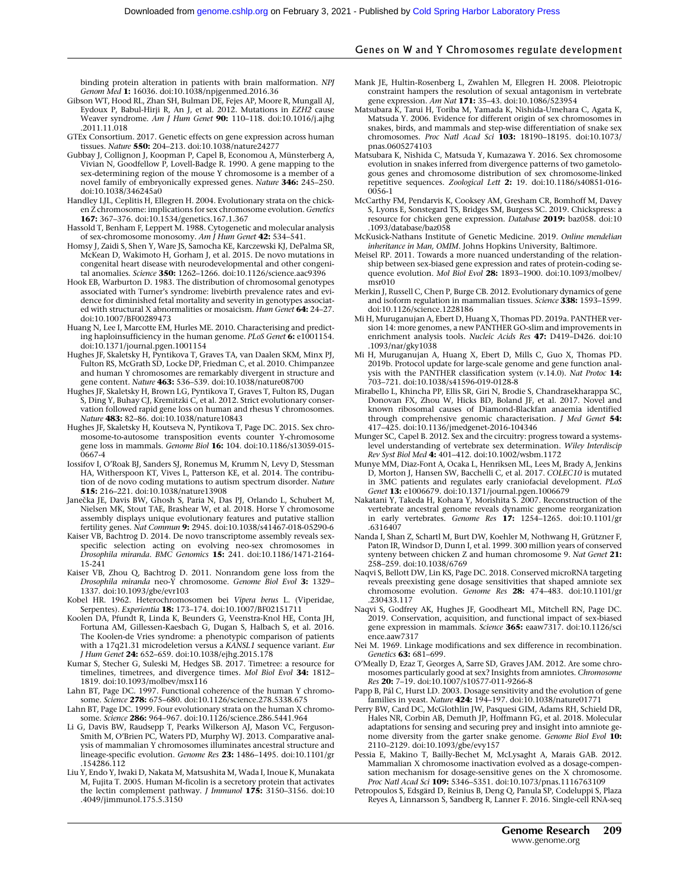binding protein alteration in patients with brain malformation. *NPJ Genom Med* **1:** 16036. doi:10.1038/npjgenmed.2016.36

Gibson WT, Hood RL, Zhan SH, Bulman DE, Fejes AP, Moore R, Mungall AJ, Eydoux P, Babul-Hirji R, An J, et al. 2012. Mutations in *EZH2* cause Weaver syndrome. *Am J Hum Genet* **90:** 110–118. doi:10.1016/j.ajhg.2011.11.018

GTEx Consortium. 2017. Genetic effects on gene expression across human tissues. *Nature* **550:** 204–213. doi:10.1038/nature24277

Gubbay J, Collignon J, Koopman P, Capel B, Economou A, Münsterberg A, Vivian N, Goodfellow P, Lovell-Badge R. 1990. A gene mapping to the sex-determining region of the mouse Y chromosome is a member of a novel family of embryonically expressed genes. *Nature* **346:** 245–250. doi:10.1038/346245a0

Handley LJL, Ceplitis H, Ellegren H. 2004. Evolutionary strata on the chicken Z chromosome: implications for sex chromosome evolution. *Genetics* **167:** 367–376. doi:10.1534/genetics.167.1.367

Hassold T, Benham F, Leppert M. 1988. Cytogenetic and molecular analysis of sex-chromosome monosomy. *Am J Hum Genet* **42:** 534–541.

Homsy J, Zaidi S, Shen Y, Ware JS, Samocha KE, Karczewski KJ, DePalma SR, McKean D, Wakimoto H, Gorham J, et al. 2015. De novo mutations in congenital heart disease with neurodevelopmental and other congenital anomalies. *Science* **350:** 1262–1266. doi:10.1126/science.aac9396

Hook EB, Warburton D. 1983. The distribution of chromosomal genotypes associated with Turner's syndrome: livebirth prevalence rates and evidence for diminished fetal mortality and severity in genotypes associated with structural X abnormalities or mosaicism. *Hum Genet* **64:** 24–27. doi:10.1007/BF00289473

Huang N, Lee I, Marcotte EM, Hurles ME. 2010. Characterising and predicting haploinsufficiency in the human genome. *PLoS Genet* **6:** e1001154. doi:10.1371/journal.pgen.1001154

Hughes JF, Skaletsky H, Pyntikova T, Graves TA, van Daalen SKM, Minx PJ, Fulton RS, McGrath SD, Locke DP, Friedman C, et al. 2010. Chimpanzee and human Y chromosomes are remarkably divergent in structure and gene content. *Nature* **463:** 536–539. doi:10.1038/nature08700

Hughes JF, Skaletsky H, Brown LG, Pyntikova T, Graves T, Fulton RS, Dugan S, Ding Y, Buhay CJ, Kremitzki C, et al. 2012. Strict evolutionary conservation followed rapid gene loss on human and rhesus Y chromosomes. *Nature* **483:** 82–86. doi:10.1038/nature10843

Hughes JF, Skaletsky H, Koutseva N, Pyntikova T, Page DC. 2015. Sex chromosome-to-autosome transposition events counter Y-chromosome gene loss in mammals. *Genome Biol* **16:** 104. doi:10.1186/s13059-015-0667-4

Iossifov I, O'Roak BJ, Sanders SJ, Ronemus M, Krumm N, Levy D, Stessman HA, Witherspoon KT, Vives L, Patterson KE, et al. 2014. The contribution of de novo coding mutations to autism spectrum disorder. *Nature* **515:** 216–221. doi:10.1038/nature13908

Janečka JE, Davis BW, Ghosh S, Paria N, Das PJ, Orlando L, Schubert M, Nielsen MK, Stout TAE, Brashear W, et al. 2018. Horse Y chromosome assembly displays unique evolutionary features and putative stallion fertility genes. *Nat Commun* **9:** 2945. doi:10.1038/s41467-018-05290-6

Kaiser VB, Bachtrog D. 2014. De novo transcriptome assembly reveals sex-specific selection acting on evolving neo-sex chromosomes in *Drosophila miranda*. *BMC Genomics* **15:** 241. doi:10.1186/1471-2164-15-241

Kaiser VB, Zhou Q, Bachtrog D. 2011. Nonrandom gene loss from the *Drosophila miranda* neo-Y chromosome. *Genome Biol Evol* **3:** 1329–1337. doi:10.1093/gbe/evr103

Kobel HR. 1962. Heterochromosomen bei *Vipera berus* L. (Viperidae, Serpentes). *Experientia* **18:** 173–174. doi:10.1007/BF02151711

Koolen DA, Pfundt R, Linda K, Beunders G, Veenstra-Knol HE, Conta JH, Fortuna AM, Gillessen-Kaesbach G, Dugan S, Halbach S, et al. 2016. The Koolen-de Vries syndrome: a phenotypic comparison of patients with a 17q21.31 microdeletion versus a *KANSL1* sequence variant. *Eur J Hum Genet* **24:** 652–659. doi:10.1038/ejhg.2015.178

Kumar S, Stecher G, Suleski M, Hedges SB. 2017. Timetree: a resource for timelines, timetrees, and divergence times. *Mol Biol Evol* **34:** 1812–1819. doi:10.1093/molbev/msx116

Lahn BT, Page DC. 1997. Functional coherence of the human Y chromosome. *Science* **278:** 675–680. doi:10.1126/science.278.5338.675

Lahn BT, Page DC. 1999. Four evolutionary strata on the human X chromosome. *Science* **286:** 964–967. doi:10.1126/science.286.5441.964

Li G, Davis BW, Raudsepp T, Pearks Wilkerson AJ, Mason VC, Ferguson-Smith M, O'Brien PC, Waters PD, Murphy WJ. 2013. Comparative analysis of mammalian Y chromosomes illuminates ancestral structure and lineage-specific evolution. *Genome Res* **23:** 1486–1495. doi:10.1101/gr.154286.112

Liu Y, Endo Y, Iwaki D, Nakata M, Matsushita M, Wada I, Inoue K, Munakata M, Fujita T. 2005. Human M-ficolin is a secretory protein that activates the lectin complement pathway. *J Immunol* **175:** 3150–3156. doi:10.4049/jimmunol.175.5.3150

Mank JE, Hultin-Rosenberg L, Zwahlen M, Ellegren H. 2008. Pleiotropic constraint hampers the resolution of sexual antagonism in vertebrate gene expression. *Am Nat* **171:** 35–43. doi:10.1086/523954

Matsubara K, Tarui H, Toriba M, Yamada K, Nishida-Umehara C, Agata K, Matsuda Y. 2006. Evidence for different origin of sex chromosomes in snakes, birds, and mammals and step-wise differentiation of snake sex chromosomes. *Proc Natl Acad Sci* **103:** 18190–18195. doi:10.1073/pnas.0605274103

Matsubara K, Nishida C, Matsuda Y, Kumazawa Y. 2016. Sex chromosome evolution in snakes inferred from divergence patterns of two gametologous genes and chromosome distribution of sex chromosome-linked repetitive sequences. *Zoological Lett* **2:** 19. doi:10.1186/s40851-016-0056-1

McCarthy FM, Pendarvis K, Cooksey AM, Gresham CR, Bomhoff M, Davey S, Lyons E, Sonstegard TS, Bridges SM, Burgess SC. 2019. Chickspress: a resource for chicken gene expression. *Database* **2019:** baz058. doi:10.1093/database/baz058

McKusick-Nathans Institute of Genetic Medicine. 2019. *Online mendelian inheritance in Man, OMIM*. Johns Hopkins University, Baltimore.

Meisel RP. 2011. Towards a more nuanced understanding of the relationship between sex-biased gene expression and rates of protein-coding sequence evolution. *Mol Biol Evol* **28:** 1893–1900. doi:10.1093/molbev/msr010

Merkin J, Russell C, Chen P, Burge CB. 2012. Evolutionary dynamics of gene and isoform regulation in mammalian tissues. *Science* **338:** 1593–1599. doi:10.1126/science.1228186

Mi H, Muruganujan A, Ebert D, Huang X, Thomas PD. 2019a. PANTHER version 14: more genomes, a new PANTHER GO-slim and improvements in enrichment analysis tools. *Nucleic Acids Res* **47:** D419–D426. doi:10.1093/nar/gky1038

Mi H, Muruganujan A, Huang X, Ebert D, Mills C, Guo X, Thomas PD. 2019b. Protocol update for large-scale genome and gene function analysis with the PANTHER classification system (v.14.0). *Nat Protoc* **14:** 703–721. doi:10.1038/s41596-019-0128-8

Mirabello L, Khincha PP, Ellis SR, Giri N, Brodie S, Chandrasekharappa SC, Donovan FX, Zhou W, Hicks BD, Boland JF, et al. 2017. Novel and known ribosomal causes of Diamond-Blackfan anaemia identified through comprehensive genomic characterisation. *J Med Genet* **54:** 417–425. doi:10.1136/jmedgenet-2016-104346

Munger SC, Capel B. 2012. Sex and the circuitry: progress toward a systems-level understanding of vertebrate sex determination. *Wiley Interdiscip Rev Syst Biol Med* **4:** 401–412. doi:10.1002/wsbm.1172

Munye MM, Diaz-Font A, Ocaka L, Henriksen ML, Lees M, Brady A, Jenkins D, Morton J, Hansen SW, Bacchelli C, et al. 2017. *COLEC10* is mutated in 3MC patients and regulates early craniofacial development. *PLoS Genet* **13:** e1006679. doi:10.1371/journal.pgen.1006679

Nakatani Y, Takeda H, Kohara Y, Morishita S. 2007. Reconstruction of the vertebrate ancestral genome reveals dynamic genome reorganization in early vertebrates. *Genome Res* **17:** 1254–1265. doi:10.1101/gr.6316407

Nanda I, Shan Z, Schartl M, Burt DW, Koehler M, Nothwang H, Grützner F, Paton IR, Windsor D, Dunn I, et al. 1999. 300 million years of conserved synteny between chicken Z and human chromosome 9. *Nat Genet* **21:** 258–259. doi:10.1038/6769

Naqvi S, Bellott DW, Lin KS, Page DC. 2018. Conserved microRNA targeting reveals preexisting gene dosage sensitivities that shaped amniote sex chromosome evolution. *Genome Res* **28:** 474–483. doi:10.1101/gr.230433.117

Naqvi S, Godfrey AK, Hughes JF, Goodheart ML, Mitchell RN, Page DC. 2019. Conservation, acquisition, and functional impact of sex-biased gene expression in mammals. *Science* **365:** eaaw7317. doi:10.1126/science.aaw7317

Nei M. 1969. Linkage modifications and sex difference in recombination. *Genetics* **63:** 681–699.

O'Meally D, Ezaz T, Georges A, Sarre SD, Graves JAM. 2012. Are some chromosomes particularly good at sex? Insights from amniotes. *Chromosome Res* **20:** 7–19. doi:10.1007/s10577-011-9266-8

Papp B, Pál C, Hurst LD. 2003. Dosage sensitivity and the evolution of gene families in yeast. *Nature* **424:** 194–197. doi:10.1038/nature01771

Perry BW, Card DC, McGlothlin JW, Pasquesi GIM, Adams RH, Schield DR, Hales NR, Corbin AB, Demuth JP, Hoffmann FG, et al. 2018. Molecular adaptations for sensing and securing prey and insight into amniote genome diversity from the garter snake genome. *Genome Biol Evol* **10:** 2110–2129. doi:10.1093/gbe/evy157

Pessia E, Makino T, Bailly-Bechet M, McLysaght A, Marais GAB. 2012. Mammalian X chromosome inactivation evolved as a dosage-compensation mechanism for dosage-sensitive genes on the X chromosome. *Proc Natl Acad Sci* **109:** 5346–5351. doi:10.1073/pnas.1116763109

Petropoulos S, Edsgärd D, Reinius B, Deng Q, Panula SP, Codeluppi S, Plaza Reyes A, Linnarsson S, Sandberg R, Lanner F. 2016. Single-cell RNA-seq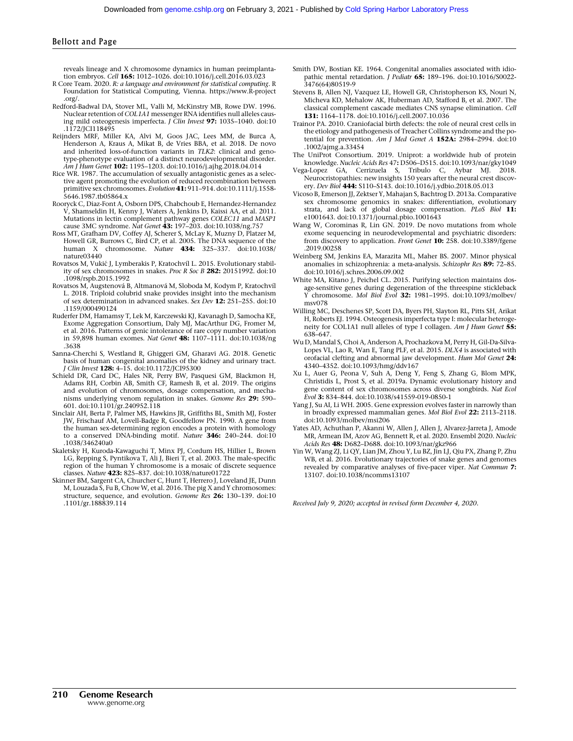reveals lineage and X chromosome dynamics in human preimplantation embryos. *Cell* **165:** 1012–1026. doi:10.1016/j.cell.2016.03.023

R Core Team. 2020. *R: a language and environment for statistical computing*. R Foundation for Statistical Computing, Vienna. https://www.R-project.org/.

Redford-Badwal DA, Stover ML, Valli M, McKinstry MB, Rowe DW. 1996. Nuclear retention of *COL1A1* messenger RNA identifies null alleles causing mild osteogenesis imperfecta. *J Clin Invest* **97:** 1035–1040. doi:10.1172/JCI118495

Reijnders MRF, Miller KA, Alvi M, Goos JAC, Lees MM, de Burca A, Henderson A, Kraus A, Mikat B, de Vries BBA, et al. 2018. De novo and inherited loss-of-function variants in *TLK2*: clinical and genotype-phenotype evaluation of a distinct neurodevelopmental disorder. *Am J Hum Genet* **102:** 1195–1203. doi:10.1016/j.ajhg.2018.04.014

Rice WR. 1987. The accumulation of sexually antagonistic genes as a selective agent promoting the evolution of reduced recombination between primitive sex chromosomes. *Evolution* **41:** 911–914. doi:10.1111/j.1558-5646.1987.tb05864.x

Rooryck C, Diaz-Font A, Osborn DPS, Chabchoub E, Hernandez-Hernandez V, Shamseldin H, Kenny J, Waters A, Jenkins D, Kaissi AA, et al. 2011. Mutations in lectin complement pathway genes *COLEC11* and *MASP1* cause 3MC syndrome. *Nat Genet* **43:** 197–203. doi:10.1038/ng.757

Ross MT, Grafham DV, Coffey AJ, Scherer S, McLay K, Muzny D, Platzer M, Howell GR, Burrows C, Bird CP, et al. 2005. The DNA sequence of the human X chromosome. *Nature* **434:** 325–337. doi:10.1038/nature03440

Rovatsos M, Vukić J, Lymberakis P, Kratochvíl L. 2015. Evolutionary stability of sex chromosomes in snakes. *Proc R Soc B* **282:** 20151992. doi:10.1098/rspb.2015.1992

Rovatsos M, Augstenová B, Altmanová M, Sloboda M, Kodym P, Kratochvíl L. 2018. Triploid colubrid snake provides insight into the mechanism of sex determination in advanced snakes. *Sex Dev* **12:** 251–255. doi:10.1159/000490124

Ruderfer DM, Hamamsy T, Lek M, Karczewski KJ, Kavanagh D, Samocha KE, Exome Aggregation Consortium, Daly MJ, MacArthur DG, Fromer M, et al. 2016. Patterns of genic intolerance of rare copy number variation in 59,898 human exomes. *Nat Genet* **48:** 1107–1111. doi:10.1038/ng.3638

Sanna-Cherchi S, Westland R, Ghiggeri GM, Gharavi AG. 2018. Genetic basis of human congenital anomalies of the kidney and urinary tract. *J Clin Invest* **128:** 4–15. doi:10.1172/JCI95300

Schield DR, Card DC, Hales NR, Perry BW, Pasquesi GM, Blackmon H, Adams RH, Corbin AB, Smith CF, Ramesh B, et al. 2019. The origins and evolution of chromosomes, dosage compensation, and mechanisms underlying venom regulation in snakes. *Genome Res* **29:** 590–601. doi:10.1101/gr.240952.118

Sinclair AH, Berta P, Palmer MS, Hawkins JR, Griffiths BL, Smith MJ, Foster JW, Frischauf AM, Lovell-Badge R, Goodfellow PN. 1990. A gene from the human sex-determining region encodes a protein with homology to a conserved DNA-binding motif. *Nature* **346:** 240–244. doi:10.1038/346240a0

Skaletsky H, Kuroda-Kawaguchi T, Minx PJ, Cordum HS, Hillier L, Brown LG, Repping S, Pyntikova T, Ali J, Bieri T, et al. 2003. The male-specific region of the human Y chromosome is a mosaic of discrete sequence classes. *Nature* **423:** 825–837. doi:10.1038/nature01722

Skinner BM, Sargent CA, Churcher C, Hunt T, Herrero J, Loveland JE, Dunn M, Louzada S, Fu B, Chow W, et al. 2016. The pig X and Y chromosomes: structure, sequence, and evolution. *Genome Res* **26:** 130–139. doi:10.1101/gr.188839.114

Smith DW, Bostian KE. 1964. Congenital anomalies associated with idiopathic mental retardation. *J Pediatr* **65:** 189–196. doi:10.1016/S0022-3476(64)80519-9

Stevens B, Allen NJ, Vazquez LE, Howell GR, Christopherson KS, Nouri N, Micheva KD, Mehalow AK, Huberman AD, Stafford B, et al. 2007. The classical complement cascade mediates CNS synapse elimination. *Cell* **131:** 1164–1178. doi:10.1016/j.cell.2007.10.036

Trainor PA. 2010. Craniofacial birth defects: the role of neural crest cells in the etiology and pathogenesis of Treacher Collins syndrome and the potential for prevention. *Am J Med Genet A* **152A:** 2984–2994. doi:10.1002/ajmg.a.33454

The UniProt Consortium. 2019. Uniprot: a worldwide hub of protein knowledge. *Nucleic Acids Res* 47**:** D506–D515. doi:10.1093/nar/gky1049

Vega-Lopez GA, Cerrizuela S, Tribulo C, Aybar MJ. 2018. Neurocristopathies: new insights 150 years after the neural crest discovery. *Dev Biol* **444:** S110–S143. doi:10.1016/j.ydbio.2018.05.013

Vicoso B, Emerson JJ, Zektser Y, Mahajan S, Bachtrog D. 2013a. Comparative sex chromosome genomics in snakes: differentiation, evolutionary strata, and lack of global dosage compensation. *PLoS Biol* **11:** e1001643. doi:10.1371/journal.pbio.1001643

Wang W, Corominas R, Lin GN. 2019. De novo mutations from whole exome sequencing in neurodevelopmental and psychiatric disorders: from discovery to application. *Front Genet* **10:** 258. doi:10.3389/fgene.2019.00258

Weinberg SM, Jenkins EA, Marazita ML, Maher BS. 2007. Minor physical anomalies in schizophrenia: a meta-analysis. *Schizophr Res* **89:** 72–85. doi:10.1016/j.schres.2006.09.002

White MA, Kitano J, Peichel CL. 2015. Purifying selection maintains dosage-sensitive genes during degeneration of the threespine stickleback Y chromosome. *Mol Biol Evol* **32:** 1981–1995. doi:10.1093/molbev/msv078

Willing MC, Deschenes SP, Scott DA, Byers PH, Slayton RL, Pitts SH, Arikat H, Roberts EJ. 1994. Osteogenesis imperfecta type I: molecular heterogeneity for COL1A1 null alleles of type I collagen. *Am J Hum Genet* **55:** 638–647.

Wu D, Mandal S, Choi A, Anderson A, Prochazkova M, Perry H, Gil-Da-Silva-Lopes VL, Lao R, Wan E, Tang PLF, et al. 2015. *DLX4* is associated with orofacial clefting and abnormal jaw development. *Hum Mol Genet* **24:** 4340–4352. doi:10.1093/hmg/ddv167

Xu L, Auer G, Peona V, Suh A, Deng Y, Feng S, Zhang G, Blom MPK, Christidis L, Prost S, et al. 2019a. Dynamic evolutionary history and gene content of sex chromosomes across diverse songbirds. *Nat Ecol Evol* **3:** 834–844. doi:10.1038/s41559-019-0850-1

Yang J, Su AI, Li WH. 2005. Gene expression evolves faster in narrowly than in broadly expressed mammalian genes. *Mol Biol Evol* **22:** 2113–2118. doi:10.1093/molbev/msi206

Yates AD, Achuthan P, Akanni W, Allen J, Allen J, Alvarez-Jarreta J, Amode MR, Armean IM, Azov AG, Bennett R, et al. 2020. Ensembl 2020. *Nucleic Acids Res* **48:** D682–D688. doi:10.1093/nar/gkz966

Yin W, Wang ZJ, Li QY, Lian JM, Zhou Y, Lu BZ, Jin LJ, Qiu PX, Zhang P, Zhu WB, et al. 2016. Evolutionary trajectories of snake genes and genomes revealed by comparative analyses of five-pacer viper. *Nat Commun* **7:** 13107. doi:10.1038/ncomms13107

*Received July 9, 2020; accepted in revised form December 4, 2020.*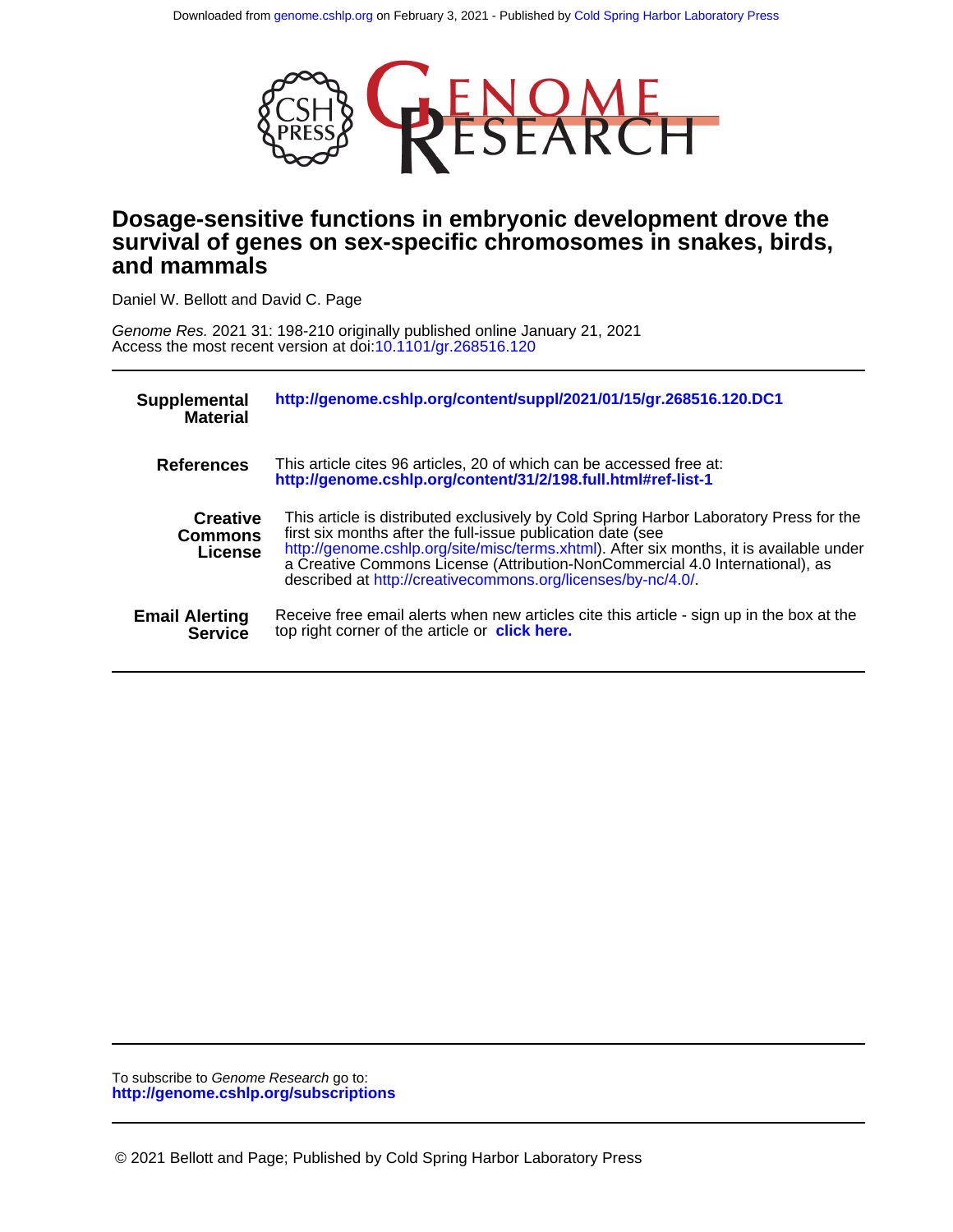# Dosage-sensitive functions in embryonic development drove the survival of genes on sex-specific chromosomes in snakes, birds, and mammals

Daniel W. Bellott and David C. Page

*Genome Res.* 2021 31: 198-210 originally published online January 21, 2021
Access the most recent version at doi:10.1101/gr.268516.120

| | |
|---|---|
| **Supplemental Material** | **http://genome.cshlp.org/content/suppl/2021/01/15/gr.268516.120.DC1** |
| **References** | This article cites 96 articles, 20 of which can be accessed free at: **http://genome.cshlp.org/content/31/2/198.full.html#ref-list-1** |
| **Creative Commons License** | This article is distributed exclusively by Cold Spring Harbor Laboratory Press for the first six months after the full-issue publication date (see http://genome.cshlp.org/site/misc/terms.xhtml). After six months, it is available under a Creative Commons License (Attribution-NonCommercial 4.0 International), as described at http://creativecommons.org/licenses/by-nc/4.0/. |
| **Email Alerting Service** | Receive free email alerts when new articles cite this article - sign up in the box at the top right corner of the article or **click here.** |

To subscribe to *Genome Research* go to:
**http://genome.cshlp.org/subscriptions**

© 2021 Bellott and Page; Published by Cold Spring Harbor Laboratory Press